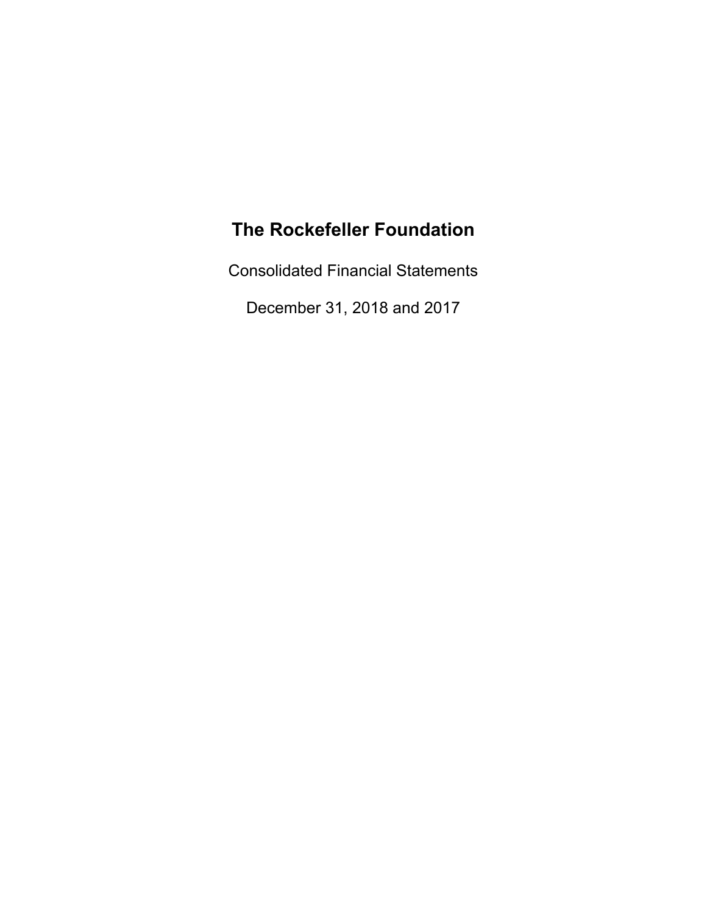# The Rockefeller Foundation

Consolidated Financial Statements

December 31, 2018 and 2017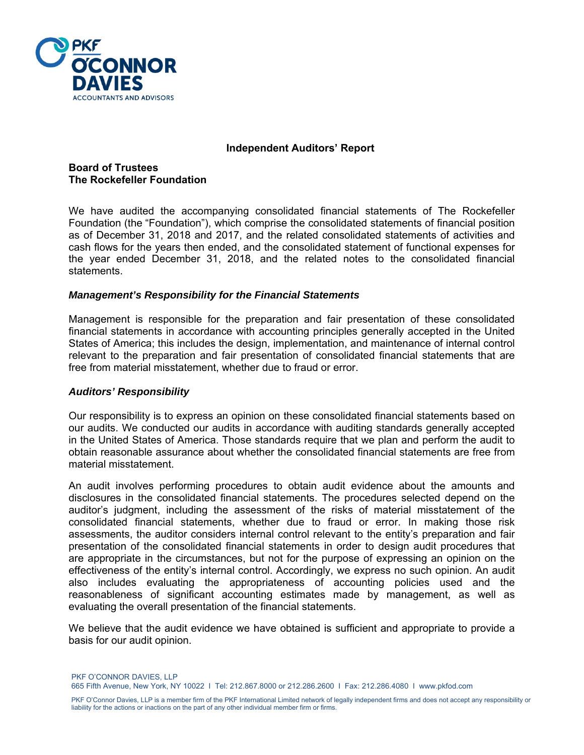PKF O'CONNOR DAVIES

ACCOUNTANTS AND ADVISORS

## Independent Auditors' Report

**Board of Trustees**
**The Rockefeller Foundation**

We have audited the accompanying consolidated financial statements of The Rockefeller Foundation (the "Foundation"), which comprise the consolidated statements of financial position as of December 31, 2018 and 2017, and the related consolidated statements of activities and cash flows for the years then ended, and the consolidated statement of functional expenses for the year ended December 31, 2018, and the related notes to the consolidated financial statements.

### *Management's Responsibility for the Financial Statements*

Management is responsible for the preparation and fair presentation of these consolidated financial statements in accordance with accounting principles generally accepted in the United States of America; this includes the design, implementation, and maintenance of internal control relevant to the preparation and fair presentation of consolidated financial statements that are free from material misstatement, whether due to fraud or error.

### *Auditors' Responsibility*

Our responsibility is to express an opinion on these consolidated financial statements based on our audits. We conducted our audits in accordance with auditing standards generally accepted in the United States of America. Those standards require that we plan and perform the audit to obtain reasonable assurance about whether the consolidated financial statements are free from material misstatement.

An audit involves performing procedures to obtain audit evidence about the amounts and disclosures in the consolidated financial statements. The procedures selected depend on the auditor's judgment, including the assessment of the risks of material misstatement of the consolidated financial statements, whether due to fraud or error. In making those risk assessments, the auditor considers internal control relevant to the entity's preparation and fair presentation of the consolidated financial statements in order to design audit procedures that are appropriate in the circumstances, but not for the purpose of expressing an opinion on the effectiveness of the entity's internal control. Accordingly, we express no such opinion. An audit also includes evaluating the appropriateness of accounting policies used and the reasonableness of significant accounting estimates made by management, as well as evaluating the overall presentation of the financial statements.

We believe that the audit evidence we have obtained is sufficient and appropriate to provide a basis for our audit opinion.

PKF O'CONNOR DAVIES, LLP
665 Fifth Avenue, New York, NY 10022 I Tel: 212.867.8000 or 212.286.2600 I Fax: 212.286.4080 I www.pkfod.com

PKF O'Connor Davies, LLP is a member firm of the PKF International Limited network of legally independent firms and does not accept any responsibility or liability for the actions or inactions on the part of any other individual member firm or firms.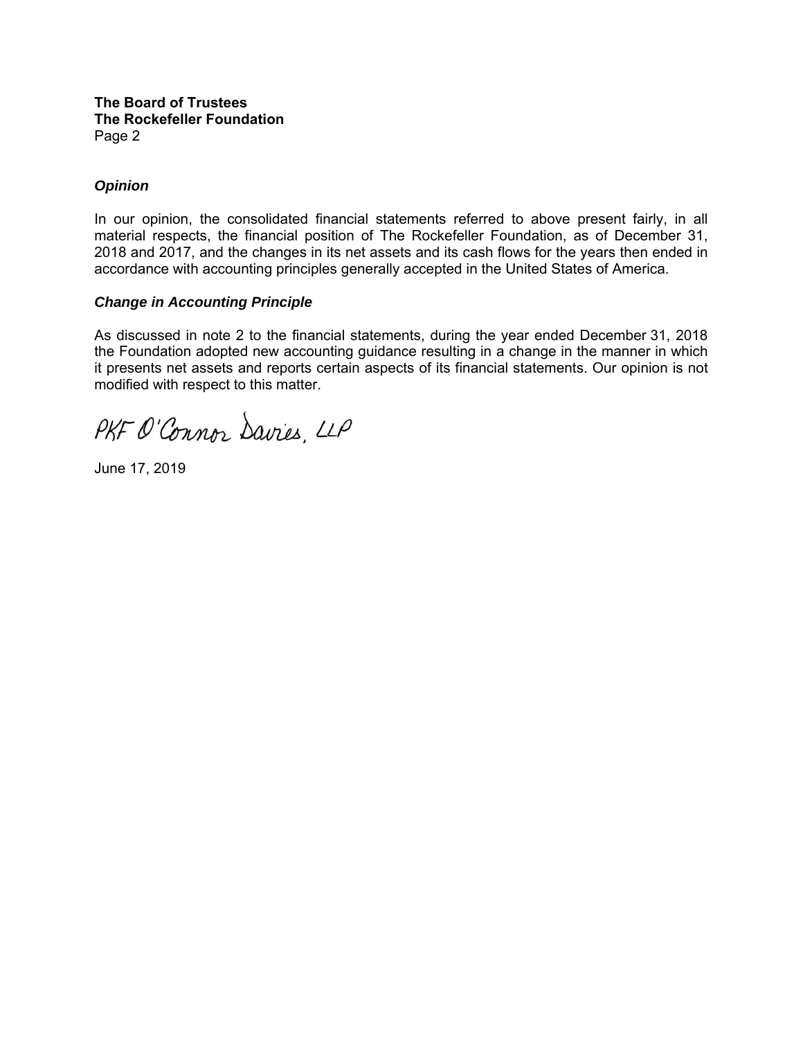**The Board of Trustees**
**The Rockefeller Foundation**
Page 2

***Opinion***

In our opinion, the consolidated financial statements referred to above present fairly, in all material respects, the financial position of The Rockefeller Foundation, as of December 31, 2018 and 2017, and the changes in its net assets and its cash flows for the years then ended in accordance with accounting principles generally accepted in the United States of America.

***Change in Accounting Principle***

As discussed in note 2 to the financial statements, during the year ended December 31, 2018 the Foundation adopted new accounting guidance resulting in a change in the manner in which it presents net assets and reports certain aspects of its financial statements. Our opinion is not modified with respect to this matter.

PKF O'Connor Davies, LLP

June 17, 2019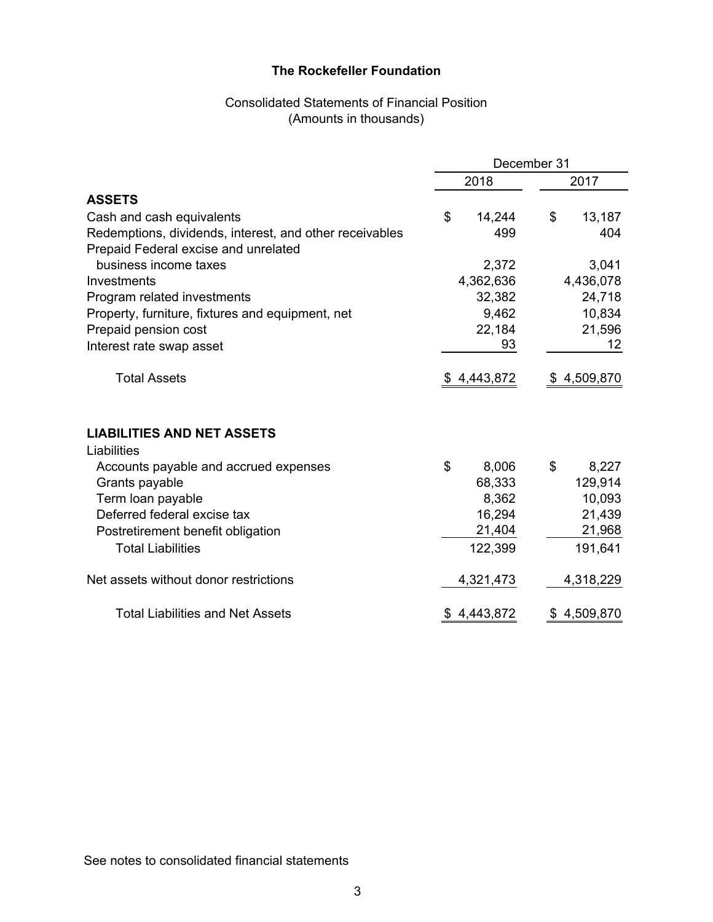# The Rockefeller Foundation

Consolidated Statements of Financial Position
(Amounts in thousands)

| | December 31 | |
|---|---|---|
| | 2018 | 2017 |
| **ASSETS** | | |
| Cash and cash equivalents | $ 14,244 | $ 13,187 |
| Redemptions, dividends, interest, and other receivables | 499 | 404 |
| Prepaid Federal excise and unrelated business income taxes | 2,372 | 3,041 |
| Investments | 4,362,636 | 4,436,078 |
| Program related investments | 32,382 | 24,718 |
| Property, furniture, fixtures and equipment, net | 9,462 | 10,834 |
| Prepaid pension cost | 22,184 | 21,596 |
| Interest rate swap asset | 93 | 12 |
| Total Assets | $ 4,443,872 | $ 4,509,870 |
| | | |
| **LIABILITIES AND NET ASSETS** | | |
| Liabilities | | |
| Accounts payable and accrued expenses | $ 8,006 | $ 8,227 |
| Grants payable | 68,333 | 129,914 |
| Term loan payable | 8,362 | 10,093 |
| Deferred federal excise tax | 16,294 | 21,439 |
| Postretirement benefit obligation | 21,404 | 21,968 |
| Total Liabilities | 122,399 | 191,641 |
| | | |
| Net assets without donor restrictions | 4,321,473 | 4,318,229 |
| | | |
| Total Liabilities and Net Assets | $ 4,443,872 | $ 4,509,870 |

See notes to consolidated financial statements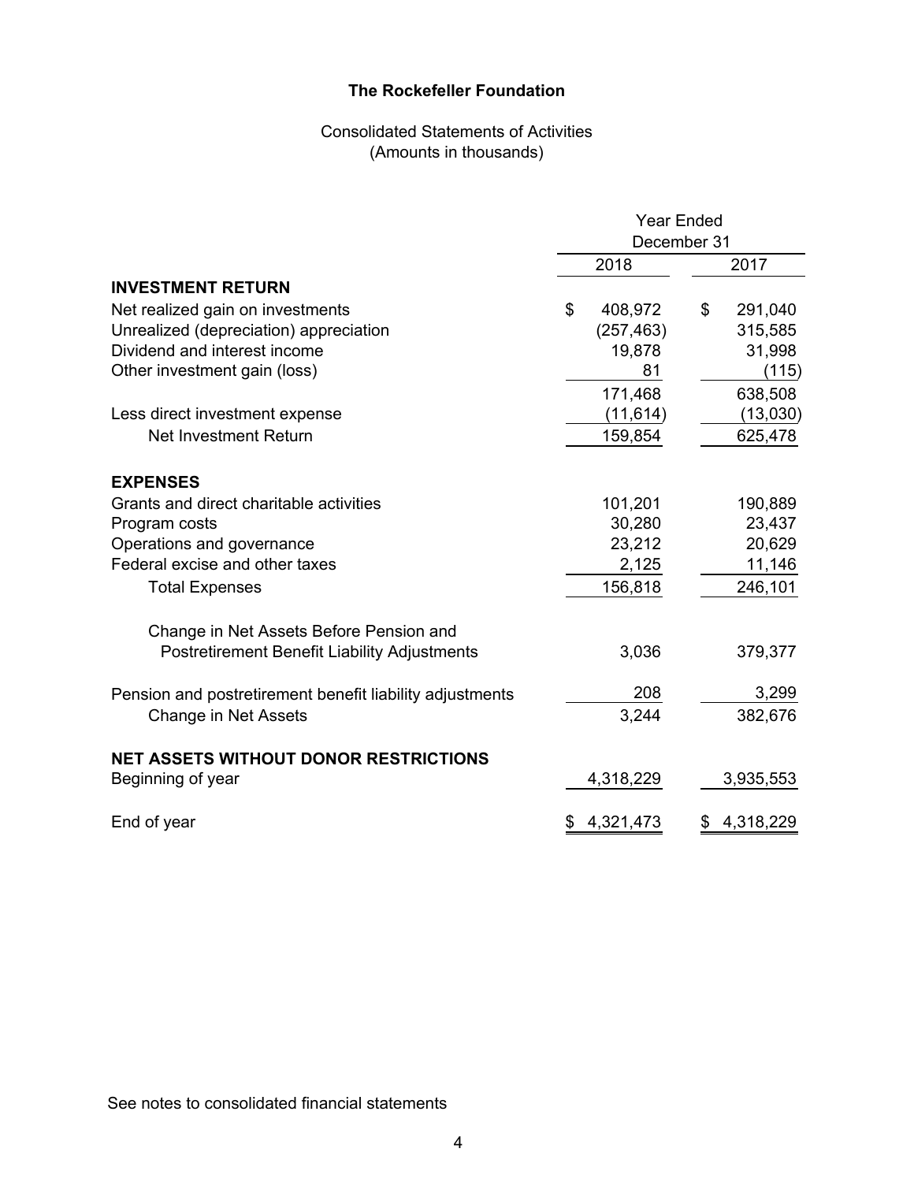# The Rockefeller Foundation

## Consolidated Statements of Activities
(Amounts in thousands)

| | Year Ended December 31 | |
|---|---|---|
| | 2018 | 2017 |
| **INVESTMENT RETURN** | | |
| Net realized gain on investments | $ 408,972 | $ 291,040 |
| Unrealized (depreciation) appreciation | (257,463) | 315,585 |
| Dividend and interest income | 19,878 | 31,998 |
| Other investment gain (loss) | 81 | (115) |
| | 171,468 | 638,508 |
| Less direct investment expense | (11,614) | (13,030) |
| Net Investment Return | 159,854 | 625,478 |
| **EXPENSES** | | |
| Grants and direct charitable activities | 101,201 | 190,889 |
| Program costs | 30,280 | 23,437 |
| Operations and governance | 23,212 | 20,629 |
| Federal excise and other taxes | 2,125 | 11,146 |
| Total Expenses | 156,818 | 246,101 |
| Change in Net Assets Before Pension and Postretirement Benefit Liability Adjustments | 3,036 | 379,377 |
| Pension and postretirement benefit liability adjustments | 208 | 3,299 |
| Change in Net Assets | 3,244 | 382,676 |
| **NET ASSETS WITHOUT DONOR RESTRICTIONS** | | |
| Beginning of year | 4,318,229 | 3,935,553 |
| End of year | $ 4,321,473 | $ 4,318,229 |

See notes to consolidated financial statements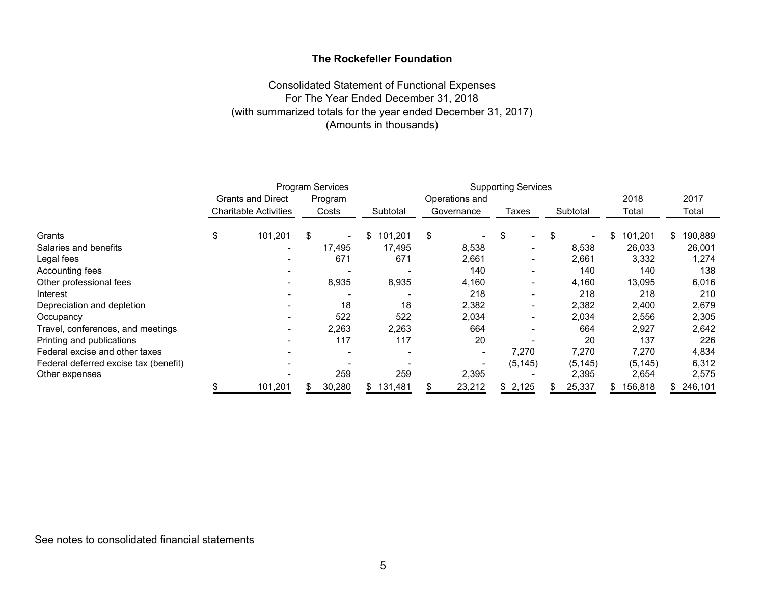**The Rockefeller Foundation**

Consolidated Statement of Functional Expenses
For The Year Ended December 31, 2018
(with summarized totals for the year ended December 31, 2017)
(Amounts in thousands)

| | Program Services | | | Supporting Services | | | | |
|---|---|---|---|---|---|---|---|---|
| | Grants and Direct Charitable Activities | Program Costs | Subtotal | Operations and Governance | Taxes | Subtotal | 2018 Total | 2017 Total |
| Grants | $ 101,201 | $ - | $ 101,201 | $ - | $ - | $ - | $ 101,201 | $ 190,889 |
| Salaries and benefits | - | 17,495 | 17,495 | 8,538 | - | 8,538 | 26,033 | 26,001 |
| Legal fees | - | 671 | 671 | 2,661 | - | 2,661 | 3,332 | 1,274 |
| Accounting fees | - | - | - | 140 | - | 140 | 140 | 138 |
| Other professional fees | - | 8,935 | 8,935 | 4,160 | - | 4,160 | 13,095 | 6,016 |
| Interest | - | - | - | 218 | - | 218 | 218 | 210 |
| Depreciation and depletion | - | 18 | 18 | 2,382 | - | 2,382 | 2,400 | 2,679 |
| Occupancy | - | 522 | 522 | 2,034 | - | 2,034 | 2,556 | 2,305 |
| Travel, conferences, and meetings | - | 2,263 | 2,263 | 664 | - | 664 | 2,927 | 2,642 |
| Printing and publications | - | 117 | 117 | 20 | - | 20 | 137 | 226 |
| Federal excise and other taxes | - | - | - | - | 7,270 | 7,270 | 7,270 | 4,834 |
| Federal deferred excise tax (benefit) | - | - | - | - | (5,145) | (5,145) | (5,145) | 6,312 |
| Other expenses | - | 259 | 259 | 2,395 | - | 2,395 | 2,654 | 2,575 |
| | $ 101,201 | $ 30,280 | $ 131,481 | $ 23,212 | $ 2,125 | $ 25,337 | $ 156,818 | $ 246,101 |

See notes to consolidated financial statements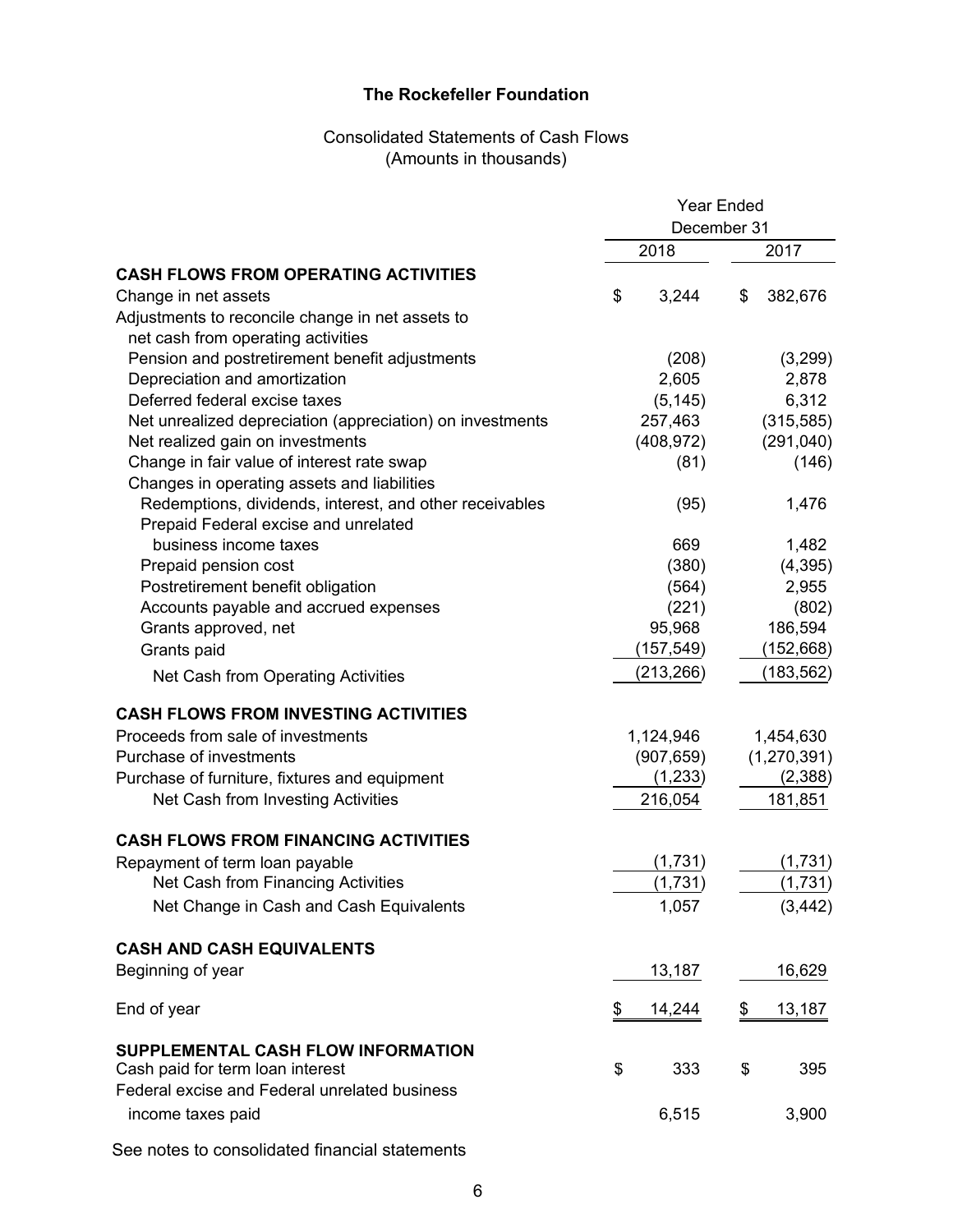# The Rockefeller Foundation

## Consolidated Statements of Cash Flows
(Amounts in thousands)

| | Year Ended December 31 | |
|---|---|---|
| | 2018 | 2017 |
| **CASH FLOWS FROM OPERATING ACTIVITIES** | | |
| Change in net assets | $ 3,244 | $ 382,676 |
| Adjustments to reconcile change in net assets to net cash from operating activities | | |
| Pension and postretirement benefit adjustments | (208) | (3,299) |
| Depreciation and amortization | 2,605 | 2,878 |
| Deferred federal excise taxes | (5,145) | 6,312 |
| Net unrealized depreciation (appreciation) on investments | 257,463 | (315,585) |
| Net realized gain on investments | (408,972) | (291,040) |
| Change in fair value of interest rate swap | (81) | (146) |
| Changes in operating assets and liabilities | | |
| Redemptions, dividends, interest, and other receivables | (95) | 1,476 |
| Prepaid Federal excise and unrelated business income taxes | 669 | 1,482 |
| Prepaid pension cost | (380) | (4,395) |
| Postretirement benefit obligation | (564) | 2,955 |
| Accounts payable and accrued expenses | (221) | (802) |
| Grants approved, net | 95,968 | 186,594 |
| Grants paid | (157,549) | (152,668) |
| Net Cash from Operating Activities | (213,266) | (183,562) |
| **CASH FLOWS FROM INVESTING ACTIVITIES** | | |
| Proceeds from sale of investments | 1,124,946 | 1,454,630 |
| Purchase of investments | (907,659) | (1,270,391) |
| Purchase of furniture, fixtures and equipment | (1,233) | (2,388) |
| Net Cash from Investing Activities | 216,054 | 181,851 |
| **CASH FLOWS FROM FINANCING ACTIVITIES** | | |
| Repayment of term loan payable | (1,731) | (1,731) |
| Net Cash from Financing Activities | (1,731) | (1,731) |
| Net Change in Cash and Cash Equivalents | 1,057 | (3,442) |
| **CASH AND CASH EQUIVALENTS** | | |
| Beginning of year | 13,187 | 16,629 |
| End of year | $ 14,244 | $ 13,187 |
| **SUPPLEMENTAL CASH FLOW INFORMATION** | | |
| Cash paid for term loan interest | $ 333 | $ 395 |
| Federal excise and Federal unrelated business income taxes paid | 6,515 | 3,900 |

See notes to consolidated financial statements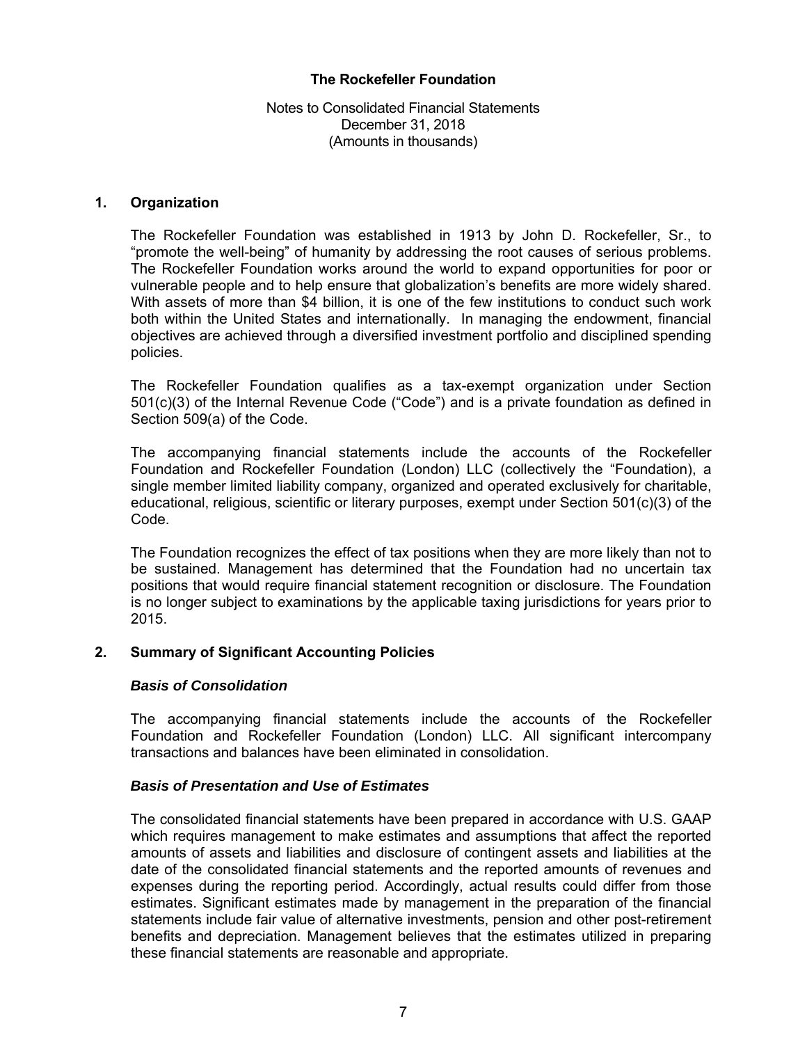**The Rockefeller Foundation**

Notes to Consolidated Financial Statements
December 31, 2018
(Amounts in thousands)

## 1. Organization

The Rockefeller Foundation was established in 1913 by John D. Rockefeller, Sr., to "promote the well-being" of humanity by addressing the root causes of serious problems. The Rockefeller Foundation works around the world to expand opportunities for poor or vulnerable people and to help ensure that globalization's benefits are more widely shared. With assets of more than $4 billion, it is one of the few institutions to conduct such work both within the United States and internationally. In managing the endowment, financial objectives are achieved through a diversified investment portfolio and disciplined spending policies.

The Rockefeller Foundation qualifies as a tax-exempt organization under Section 501(c)(3) of the Internal Revenue Code ("Code") and is a private foundation as defined in Section 509(a) of the Code.

The accompanying financial statements include the accounts of the Rockefeller Foundation and Rockefeller Foundation (London) LLC (collectively the "Foundation), a single member limited liability company, organized and operated exclusively for charitable, educational, religious, scientific or literary purposes, exempt under Section 501(c)(3) of the Code.

The Foundation recognizes the effect of tax positions when they are more likely than not to be sustained. Management has determined that the Foundation had no uncertain tax positions that would require financial statement recognition or disclosure. The Foundation is no longer subject to examinations by the applicable taxing jurisdictions for years prior to 2015.

## 2. Summary of Significant Accounting Policies

### *Basis of Consolidation*

The accompanying financial statements include the accounts of the Rockefeller Foundation and Rockefeller Foundation (London) LLC. All significant intercompany transactions and balances have been eliminated in consolidation.

### *Basis of Presentation and Use of Estimates*

The consolidated financial statements have been prepared in accordance with U.S. GAAP which requires management to make estimates and assumptions that affect the reported amounts of assets and liabilities and disclosure of contingent assets and liabilities at the date of the consolidated financial statements and the reported amounts of revenues and expenses during the reporting period. Accordingly, actual results could differ from those estimates. Significant estimates made by management in the preparation of the financial statements include fair value of alternative investments, pension and other post-retirement benefits and depreciation. Management believes that the estimates utilized in preparing these financial statements are reasonable and appropriate.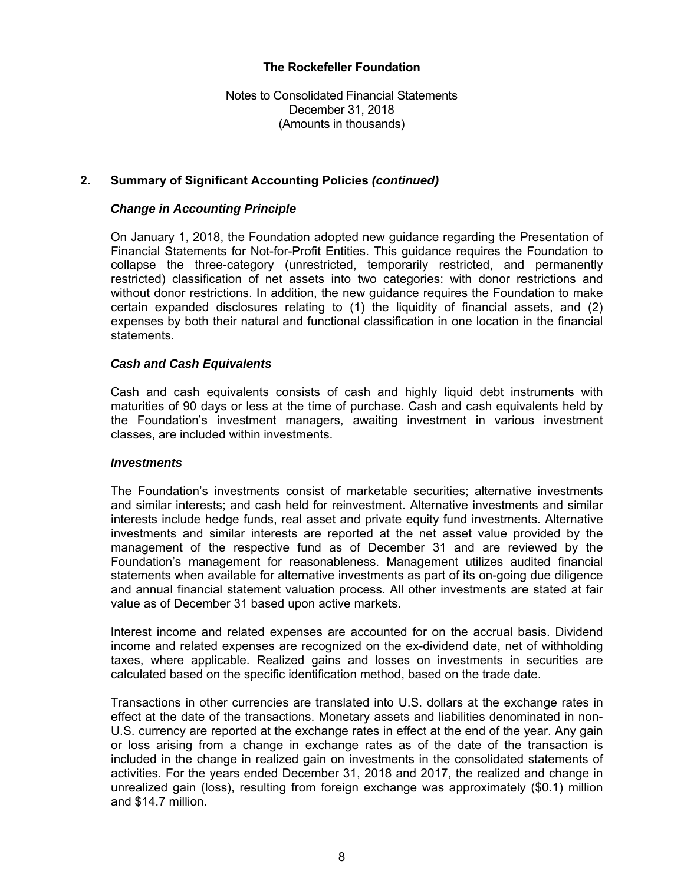## 2. Summary of Significant Accounting Policies *(continued)*

### *Change in Accounting Principle*

On January 1, 2018, the Foundation adopted new guidance regarding the Presentation of Financial Statements for Not-for-Profit Entities. This guidance requires the Foundation to collapse the three-category (unrestricted, temporarily restricted, and permanently restricted) classification of net assets into two categories: with donor restrictions and without donor restrictions. In addition, the new guidance requires the Foundation to make certain expanded disclosures relating to (1) the liquidity of financial assets, and (2) expenses by both their natural and functional classification in one location in the financial statements.

### *Cash and Cash Equivalents*

Cash and cash equivalents consists of cash and highly liquid debt instruments with maturities of 90 days or less at the time of purchase. Cash and cash equivalents held by the Foundation's investment managers, awaiting investment in various investment classes, are included within investments.

### *Investments*

The Foundation's investments consist of marketable securities; alternative investments and similar interests; and cash held for reinvestment. Alternative investments and similar interests include hedge funds, real asset and private equity fund investments. Alternative investments and similar interests are reported at the net asset value provided by the management of the respective fund as of December 31 and are reviewed by the Foundation's management for reasonableness. Management utilizes audited financial statements when available for alternative investments as part of its on-going due diligence and annual financial statement valuation process. All other investments are stated at fair value as of December 31 based upon active markets.

Interest income and related expenses are accounted for on the accrual basis. Dividend income and related expenses are recognized on the ex-dividend date, net of withholding taxes, where applicable. Realized gains and losses on investments in securities are calculated based on the specific identification method, based on the trade date.

Transactions in other currencies are translated into U.S. dollars at the exchange rates in effect at the date of the transactions. Monetary assets and liabilities denominated in non-U.S. currency are reported at the exchange rates in effect at the end of the year. Any gain or loss arising from a change in exchange rates as of the date of the transaction is included in the change in realized gain on investments in the consolidated statements of activities. For the years ended December 31, 2018 and 2017, the realized and change in unrealized gain (loss), resulting from foreign exchange was approximately ($0.1) million and $14.7 million.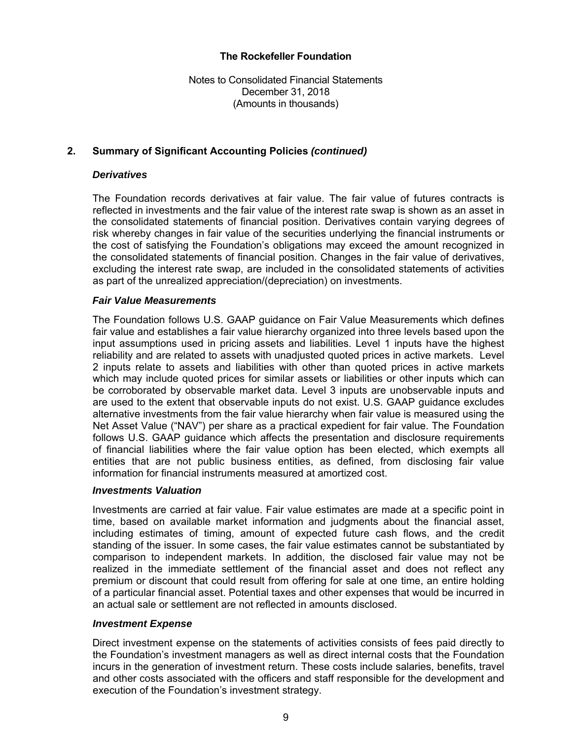## 2. Summary of Significant Accounting Policies *(continued)*

### *Derivatives*

The Foundation records derivatives at fair value. The fair value of futures contracts is reflected in investments and the fair value of the interest rate swap is shown as an asset in the consolidated statements of financial position. Derivatives contain varying degrees of risk whereby changes in fair value of the securities underlying the financial instruments or the cost of satisfying the Foundation's obligations may exceed the amount recognized in the consolidated statements of financial position. Changes in the fair value of derivatives, excluding the interest rate swap, are included in the consolidated statements of activities as part of the unrealized appreciation/(depreciation) on investments.

### *Fair Value Measurements*

The Foundation follows U.S. GAAP guidance on Fair Value Measurements which defines fair value and establishes a fair value hierarchy organized into three levels based upon the input assumptions used in pricing assets and liabilities. Level 1 inputs have the highest reliability and are related to assets with unadjusted quoted prices in active markets. Level 2 inputs relate to assets and liabilities with other than quoted prices in active markets which may include quoted prices for similar assets or liabilities or other inputs which can be corroborated by observable market data. Level 3 inputs are unobservable inputs and are used to the extent that observable inputs do not exist. U.S. GAAP guidance excludes alternative investments from the fair value hierarchy when fair value is measured using the Net Asset Value ("NAV") per share as a practical expedient for fair value. The Foundation follows U.S. GAAP guidance which affects the presentation and disclosure requirements of financial liabilities where the fair value option has been elected, which exempts all entities that are not public business entities, as defined, from disclosing fair value information for financial instruments measured at amortized cost.

### *Investments Valuation*

Investments are carried at fair value. Fair value estimates are made at a specific point in time, based on available market information and judgments about the financial asset, including estimates of timing, amount of expected future cash flows, and the credit standing of the issuer. In some cases, the fair value estimates cannot be substantiated by comparison to independent markets. In addition, the disclosed fair value may not be realized in the immediate settlement of the financial asset and does not reflect any premium or discount that could result from offering for sale at one time, an entire holding of a particular financial asset. Potential taxes and other expenses that would be incurred in an actual sale or settlement are not reflected in amounts disclosed.

### *Investment Expense*

Direct investment expense on the statements of activities consists of fees paid directly to the Foundation's investment managers as well as direct internal costs that the Foundation incurs in the generation of investment return. These costs include salaries, benefits, travel and other costs associated with the officers and staff responsible for the development and execution of the Foundation's investment strategy.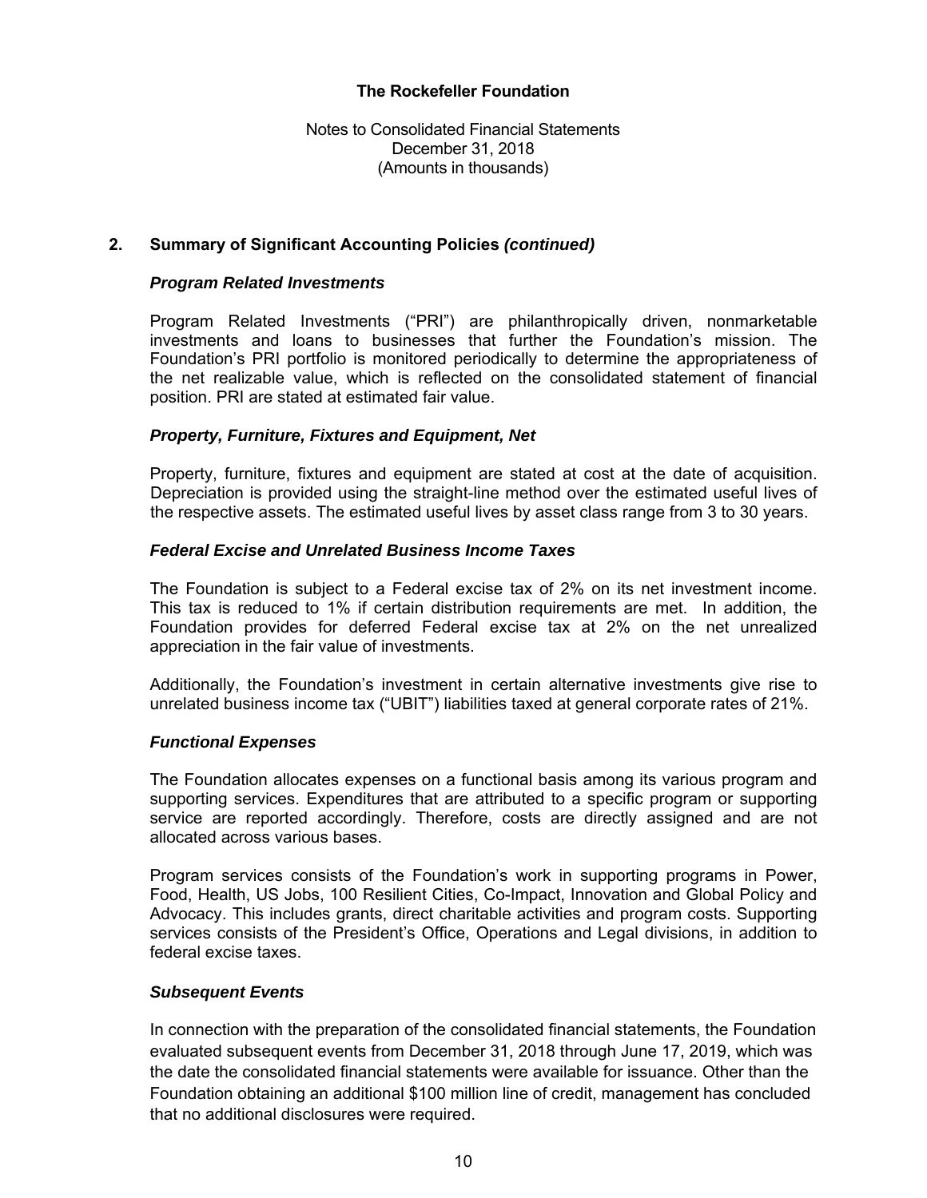# The Rockefeller Foundation

Notes to Consolidated Financial Statements
December 31, 2018
(Amounts in thousands)

## 2. Summary of Significant Accounting Policies *(continued)*

### *Program Related Investments*

Program Related Investments ("PRI") are philanthropically driven, nonmarketable investments and loans to businesses that further the Foundation's mission. The Foundation's PRI portfolio is monitored periodically to determine the appropriateness of the net realizable value, which is reflected on the consolidated statement of financial position. PRI are stated at estimated fair value.

### *Property, Furniture, Fixtures and Equipment, Net*

Property, furniture, fixtures and equipment are stated at cost at the date of acquisition. Depreciation is provided using the straight-line method over the estimated useful lives of the respective assets. The estimated useful lives by asset class range from 3 to 30 years.

### *Federal Excise and Unrelated Business Income Taxes*

The Foundation is subject to a Federal excise tax of 2% on its net investment income. This tax is reduced to 1% if certain distribution requirements are met. In addition, the Foundation provides for deferred Federal excise tax at 2% on the net unrealized appreciation in the fair value of investments.

Additionally, the Foundation's investment in certain alternative investments give rise to unrelated business income tax ("UBIT") liabilities taxed at general corporate rates of 21%.

### *Functional Expenses*

The Foundation allocates expenses on a functional basis among its various program and supporting services. Expenditures that are attributed to a specific program or supporting service are reported accordingly. Therefore, costs are directly assigned and are not allocated across various bases.

Program services consists of the Foundation's work in supporting programs in Power, Food, Health, US Jobs, 100 Resilient Cities, Co-Impact, Innovation and Global Policy and Advocacy. This includes grants, direct charitable activities and program costs. Supporting services consists of the President's Office, Operations and Legal divisions, in addition to federal excise taxes.

### *Subsequent Events*

In connection with the preparation of the consolidated financial statements, the Foundation evaluated subsequent events from December 31, 2018 through June 17, 2019, which was the date the consolidated financial statements were available for issuance. Other than the Foundation obtaining an additional $100 million line of credit, management has concluded that no additional disclosures were required.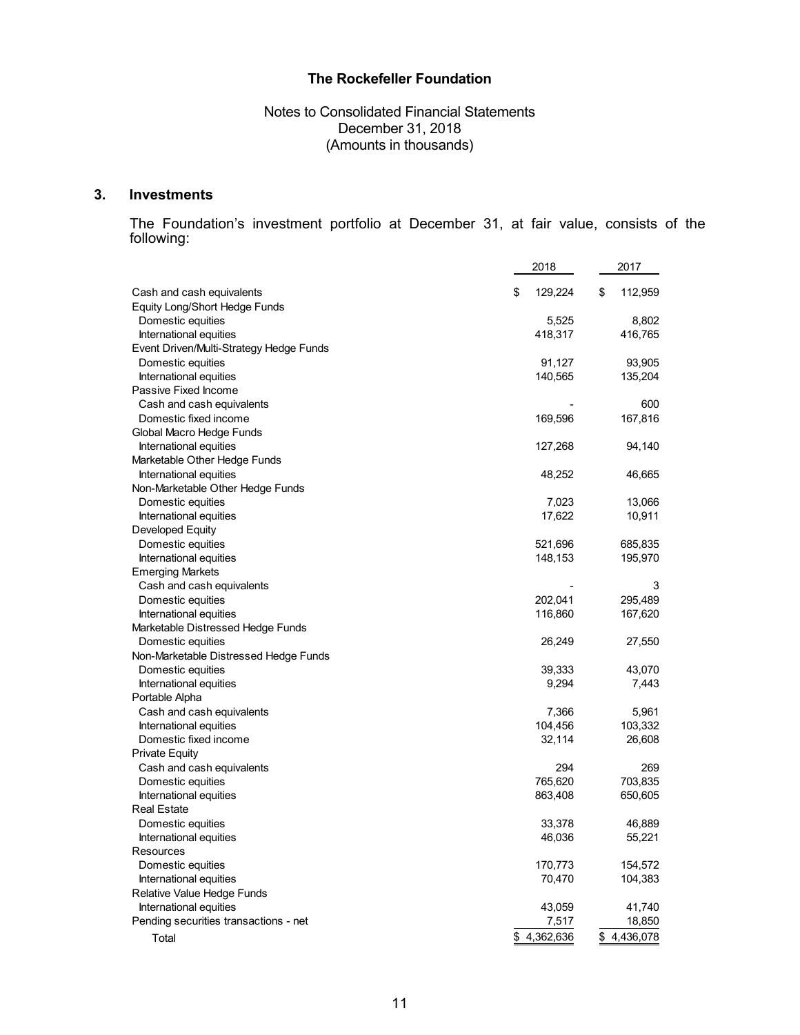# The Rockefeller Foundation

## Notes to Consolidated Financial Statements
## December 31, 2018
## (Amounts in thousands)

### 3. Investments

The Foundation's investment portfolio at December 31, at fair value, consists of the following:

| | 2018 | 2017 |
|---|---|---|
| Cash and cash equivalents | $ 129,224 | $ 112,959 |
| Equity Long/Short Hedge Funds | | |
| Domestic equities | 5,525 | 8,802 |
| International equities | 418,317 | 416,765 |
| Event Driven/Multi-Strategy Hedge Funds | | |
| Domestic equities | 91,127 | 93,905 |
| International equities | 140,565 | 135,204 |
| Passive Fixed Income | | |
| Cash and cash equivalents | - | 600 |
| Domestic fixed income | 169,596 | 167,816 |
| Global Macro Hedge Funds | | |
| International equities | 127,268 | 94,140 |
| Marketable Other Hedge Funds | | |
| International equities | 48,252 | 46,665 |
| Non-Marketable Other Hedge Funds | | |
| Domestic equities | 7,023 | 13,066 |
| International equities | 17,622 | 10,911 |
| Developed Equity | | |
| Domestic equities | 521,696 | 685,835 |
| International equities | 148,153 | 195,970 |
| Emerging Markets | | |
| Cash and cash equivalents | - | 3 |
| Domestic equities | 202,041 | 295,489 |
| International equities | 116,860 | 167,620 |
| Marketable Distressed Hedge Funds | | |
| Domestic equities | 26,249 | 27,550 |
| Non-Marketable Distressed Hedge Funds | | |
| Domestic equities | 39,333 | 43,070 |
| International equities | 9,294 | 7,443 |
| Portable Alpha | | |
| Cash and cash equivalents | 7,366 | 5,961 |
| International equities | 104,456 | 103,332 |
| Domestic fixed income | 32,114 | 26,608 |
| Private Equity | | |
| Cash and cash equivalents | 294 | 269 |
| Domestic equities | 765,620 | 703,835 |
| International equities | 863,408 | 650,605 |
| Real Estate | | |
| Domestic equities | 33,378 | 46,889 |
| International equities | 46,036 | 55,221 |
| Resources | | |
| Domestic equities | 170,773 | 154,572 |
| International equities | 70,470 | 104,383 |
| Relative Value Hedge Funds | | |
| International equities | 43,059 | 41,740 |
| Pending securities transactions - net | 7,517 | 18,850 |
| Total | $ 4,362,636 | $ 4,436,078 |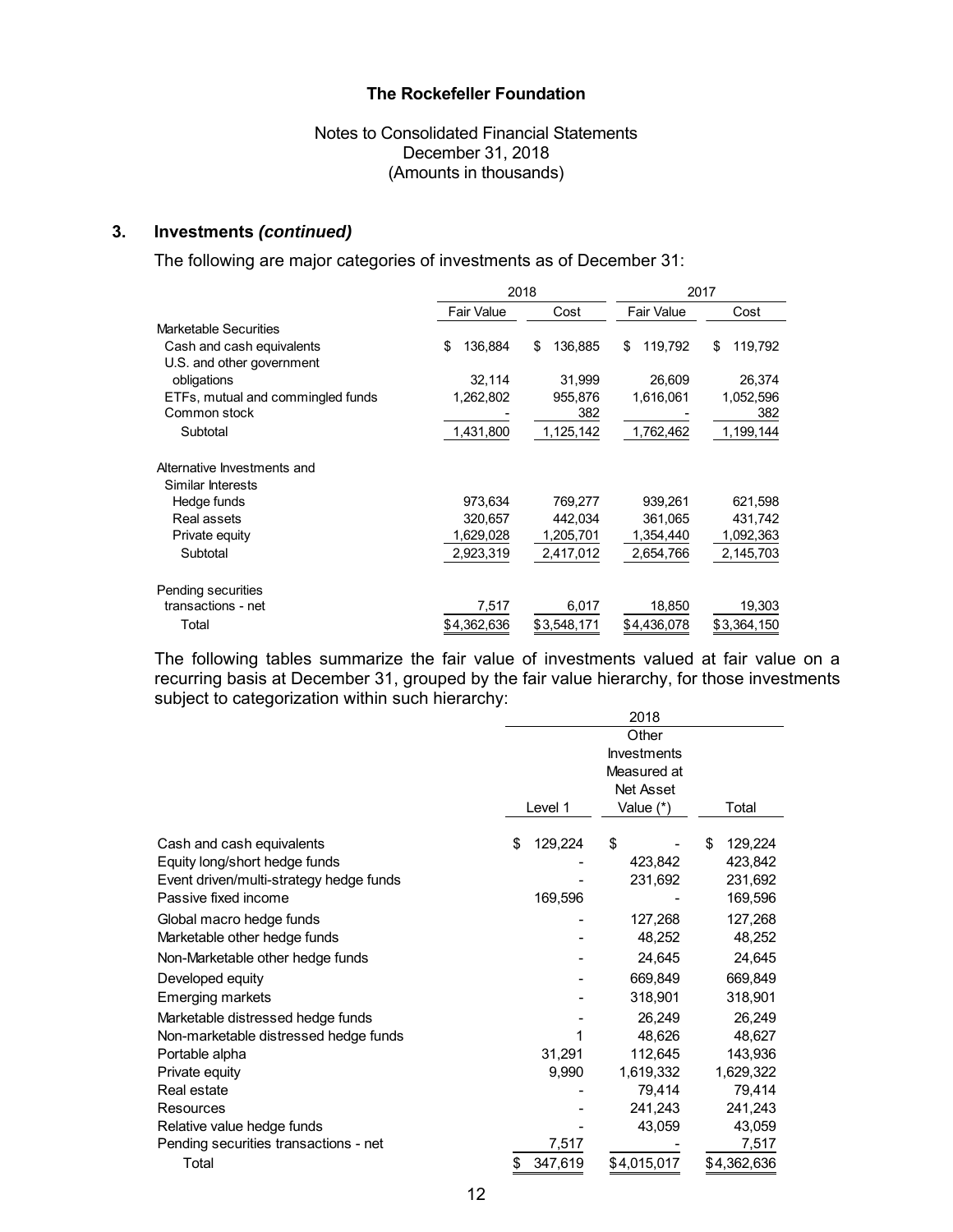**The Rockefeller Foundation**

Notes to Consolidated Financial Statements
December 31, 2018
(Amounts in thousands)

## 3. Investments *(continued)*

The following are major categories of investments as of December 31:

| | 2018 | | 2017 | |
|---|---|---|---|---|
| | Fair Value | Cost | Fair Value | Cost |
| Marketable Securities | | | | |
| Cash and cash equivalents | $ 136,884 | $ 136,885 | $ 119,792 | $ 119,792 |
| U.S. and other government obligations | 32,114 | 31,999 | 26,609 | 26,374 |
| ETFs, mutual and commingled funds | 1,262,802 | 955,876 | 1,616,061 | 1,052,596 |
| Common stock | - | 382 | - | 382 |
| Subtotal | 1,431,800 | 1,125,142 | 1,762,462 | 1,199,144 |
| Alternative Investments and Similar Interests | | | | |
| Hedge funds | 973,634 | 769,277 | 939,261 | 621,598 |
| Real assets | 320,657 | 442,034 | 361,065 | 431,742 |
| Private equity | 1,629,028 | 1,205,701 | 1,354,440 | 1,092,363 |
| Subtotal | 2,923,319 | 2,417,012 | 2,654,766 | 2,145,703 |
| Pending securities transactions - net | 7,517 | 6,017 | 18,850 | 19,303 |
| Total | $4,362,636 | $3,548,171 | $4,436,078 | $3,364,150 |

The following tables summarize the fair value of investments valued at fair value on a recurring basis at December 31, grouped by the fair value hierarchy, for those investments subject to categorization within such hierarchy:

| | 2018 | | |
|---|---|---|---|
| | Level 1 | Other Investments Measured at Net Asset Value (*) | Total |
| Cash and cash equivalents | $ 129,224 | $ - | $ 129,224 |
| Equity long/short hedge funds | - | 423,842 | 423,842 |
| Event driven/multi-strategy hedge funds | - | 231,692 | 231,692 |
| Passive fixed income | 169,596 | - | 169,596 |
| Global macro hedge funds | - | 127,268 | 127,268 |
| Marketable other hedge funds | - | 48,252 | 48,252 |
| Non-Marketable other hedge funds | - | 24,645 | 24,645 |
| Developed equity | - | 669,849 | 669,849 |
| Emerging markets | - | 318,901 | 318,901 |
| Marketable distressed hedge funds | - | 26,249 | 26,249 |
| Non-marketable distressed hedge funds | 1 | 48,626 | 48,627 |
| Portable alpha | 31,291 | 112,645 | 143,936 |
| Private equity | 9,990 | 1,619,332 | 1,629,322 |
| Real estate | - | 79,414 | 79,414 |
| Resources | - | 241,243 | 241,243 |
| Relative value hedge funds | - | 43,059 | 43,059 |
| Pending securities transactions - net | 7,517 | - | 7,517 |
| Total | $ 347,619 | $4,015,017 | $4,362,636 |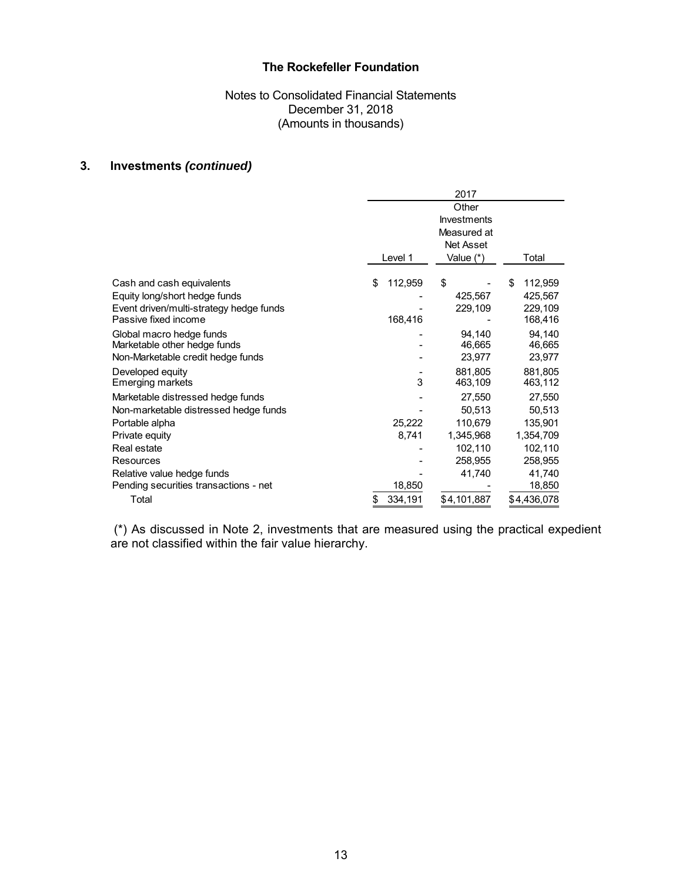# The Rockefeller Foundation

Notes to Consolidated Financial Statements
December 31, 2018
(Amounts in thousands)

## 3. Investments *(continued)*

| | 2017 | | |
|---|---|---|---|
| | Level 1 | Other Investments Measured at Net Asset Value (*) | Total |
| Cash and cash equivalents | $ 112,959 | $ - | $ 112,959 |
| Equity long/short hedge funds | - | 425,567 | 425,567 |
| Event driven/multi-strategy hedge funds | - | 229,109 | 229,109 |
| Passive fixed income | 168,416 | - | 168,416 |
| Global macro hedge funds | - | 94,140 | 94,140 |
| Marketable other hedge funds | - | 46,665 | 46,665 |
| Non-Marketable credit hedge funds | - | 23,977 | 23,977 |
| Developed equity | - | 881,805 | 881,805 |
| Emerging markets | 3 | 463,109 | 463,112 |
| Marketable distressed hedge funds | - | 27,550 | 27,550 |
| Non-marketable distressed hedge funds | - | 50,513 | 50,513 |
| Portable alpha | 25,222 | 110,679 | 135,901 |
| Private equity | 8,741 | 1,345,968 | 1,354,709 |
| Real estate | - | 102,110 | 102,110 |
| Resources | - | 258,955 | 258,955 |
| Relative value hedge funds | - | 41,740 | 41,740 |
| Pending securities transactions - net | 18,850 | - | 18,850 |
| Total | $ 334,191 | $4,101,887 | $4,436,078 |

(*) As discussed in Note 2, investments that are measured using the practical expedient are not classified within the fair value hierarchy.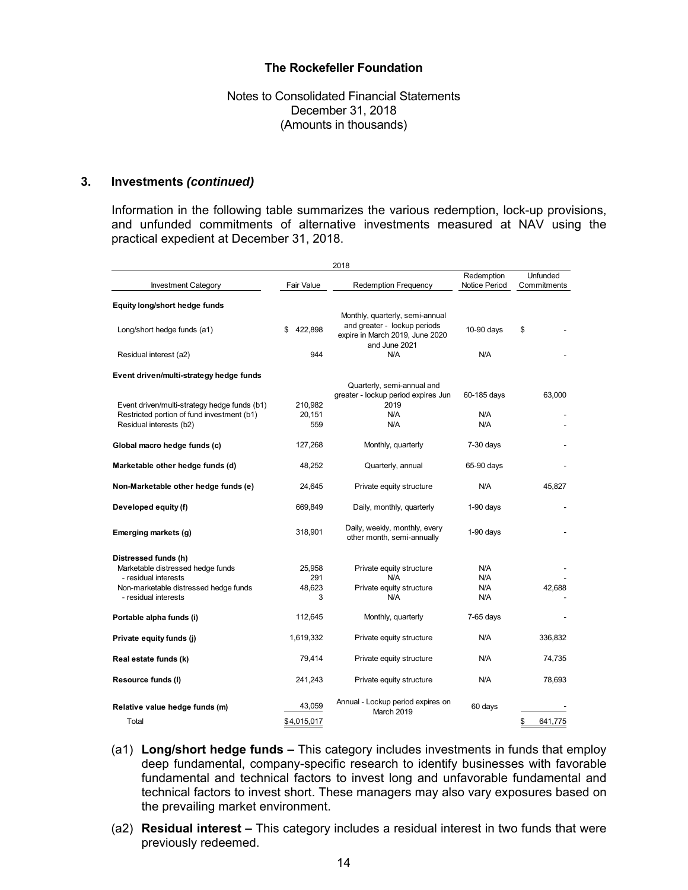# The Rockefeller Foundation

Notes to Consolidated Financial Statements
December 31, 2018
(Amounts in thousands)

## 3. Investments *(continued)*

Information in the following table summarizes the various redemption, lock-up provisions, and unfunded commitments of alternative investments measured at NAV using the practical expedient at December 31, 2018.

| 2018 | | | | |
|---|---|---|---|---|
| Investment Category | Fair Value | Redemption Frequency | Redemption Notice Period | Unfunded Commitments |
| **Equity long/short hedge funds** | | | | |
| Long/short hedge funds (a1) | $ 422,898 | Monthly, quarterly, semi-annual and greater - lockup periods expire in March 2019, June 2020 and June 2021 | 10-90 days | $ - |
| Residual interest (a2) | 944 | N/A | N/A | - |
| **Event driven/multi-strategy hedge funds** | | | | |
| Event driven/multi-strategy hedge funds (b1) | 210,982 | Quarterly, semi-annual and greater - lockup period expires Jun 2019 | 60-185 days | 63,000 |
| Restricted portion of fund investment (b1) | 20,151 | N/A | N/A | - |
| Residual interests (b2) | 559 | N/A | N/A | - |
| **Global macro hedge funds (c)** | 127,268 | Monthly, quarterly | 7-30 days | - |
| **Marketable other hedge funds (d)** | 48,252 | Quarterly, annual | 65-90 days | - |
| **Non-Marketable other hedge funds (e)** | 24,645 | Private equity structure | N/A | 45,827 |
| **Developed equity (f)** | 669,849 | Daily, monthly, quarterly | 1-90 days | - |
| **Emerging markets (g)** | 318,901 | Daily, weekly, monthly, every other month, semi-annually | 1-90 days | - |
| **Distressed funds (h)** | | | | |
| Marketable distressed hedge funds | 25,958 | Private equity structure | N/A | - |
| - residual interests | 291 | N/A | N/A | - |
| Non-marketable distressed hedge funds | 48,623 | Private equity structure | N/A | 42,688 |
| - residual interests | 3 | N/A | N/A | - |
| **Portable alpha funds (i)** | 112,645 | Monthly, quarterly | 7-65 days | - |
| **Private equity funds (j)** | 1,619,332 | Private equity structure | N/A | 336,832 |
| **Real estate funds (k)** | 79,414 | Private equity structure | N/A | 74,735 |
| **Resource funds (l)** | 241,243 | Private equity structure | N/A | 78,693 |
| **Relative value hedge funds (m)** | 43,059 | Annual - Lockup period expires on March 2019 | 60 days | - |
| Total | $4,015,017 | | | $ 641,775 |

(a1) **Long/short hedge funds –** This category includes investments in funds that employ deep fundamental, company-specific research to identify businesses with favorable fundamental and technical factors to invest long and unfavorable fundamental and technical factors to invest short. These managers may also vary exposures based on the prevailing market environment.

(a2) **Residual interest –** This category includes a residual interest in two funds that were previously redeemed.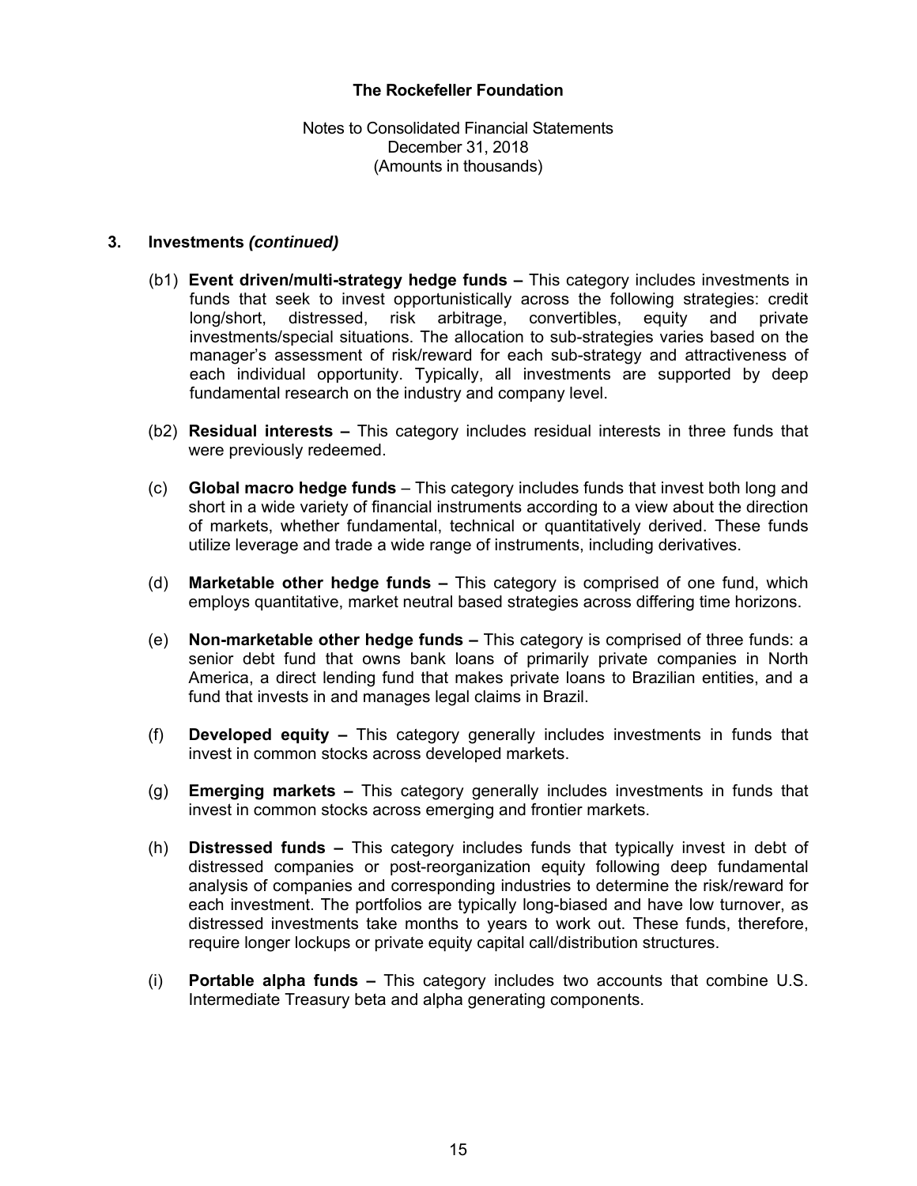**3. Investments *(continued)***

(b1) **Event driven/multi-strategy hedge funds –** This category includes investments in funds that seek to invest opportunistically across the following strategies: credit long/short, distressed, risk arbitrage, convertibles, equity and private investments/special situations. The allocation to sub-strategies varies based on the manager's assessment of risk/reward for each sub-strategy and attractiveness of each individual opportunity. Typically, all investments are supported by deep fundamental research on the industry and company level.

(b2) **Residual interests –** This category includes residual interests in three funds that were previously redeemed.

(c) **Global macro hedge funds** – This category includes funds that invest both long and short in a wide variety of financial instruments according to a view about the direction of markets, whether fundamental, technical or quantitatively derived. These funds utilize leverage and trade a wide range of instruments, including derivatives.

(d) **Marketable other hedge funds –** This category is comprised of one fund, which employs quantitative, market neutral based strategies across differing time horizons.

(e) **Non-marketable other hedge funds –** This category is comprised of three funds: a senior debt fund that owns bank loans of primarily private companies in North America, a direct lending fund that makes private loans to Brazilian entities, and a fund that invests in and manages legal claims in Brazil.

(f) **Developed equity –** This category generally includes investments in funds that invest in common stocks across developed markets.

(g) **Emerging markets –** This category generally includes investments in funds that invest in common stocks across emerging and frontier markets.

(h) **Distressed funds –** This category includes funds that typically invest in debt of distressed companies or post-reorganization equity following deep fundamental analysis of companies and corresponding industries to determine the risk/reward for each investment. The portfolios are typically long-biased and have low turnover, as distressed investments take months to years to work out. These funds, therefore, require longer lockups or private equity capital call/distribution structures.

(i) **Portable alpha funds –** This category includes two accounts that combine U.S. Intermediate Treasury beta and alpha generating components.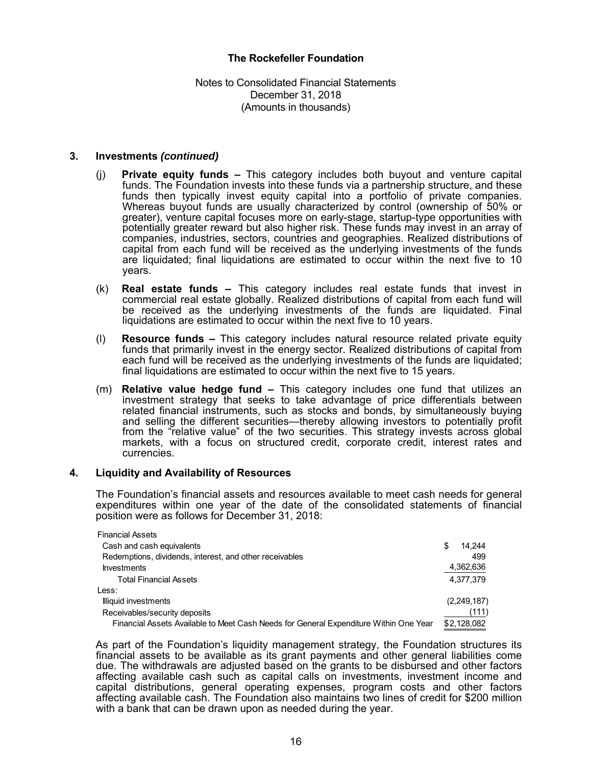The Rockefeller Foundation

Notes to Consolidated Financial Statements
December 31, 2018
(Amounts in thousands)

## 3. Investments *(continued)*

(j) **Private equity funds –** This category includes both buyout and venture capital funds. The Foundation invests into these funds via a partnership structure, and these funds then typically invest equity capital into a portfolio of private companies. Whereas buyout funds are usually characterized by control (ownership of 50% or greater), venture capital focuses more on early-stage, startup-type opportunities with potentially greater reward but also higher risk. These funds may invest in an array of companies, industries, sectors, countries and geographies. Realized distributions of capital from each fund will be received as the underlying investments of the funds are liquidated; final liquidations are estimated to occur within the next five to 10 years.

(k) **Real estate funds –** This category includes real estate funds that invest in commercial real estate globally. Realized distributions of capital from each fund will be received as the underlying investments of the funds are liquidated. Final liquidations are estimated to occur within the next five to 10 years.

(l) **Resource funds –** This category includes natural resource related private equity funds that primarily invest in the energy sector. Realized distributions of capital from each fund will be received as the underlying investments of the funds are liquidated; final liquidations are estimated to occur within the next five to 15 years.

(m) **Relative value hedge fund –** This category includes one fund that utilizes an investment strategy that seeks to take advantage of price differentials between related financial instruments, such as stocks and bonds, by simultaneously buying and selling the different securities—thereby allowing investors to potentially profit from the "relative value" of the two securities. This strategy invests across global markets, with a focus on structured credit, corporate credit, interest rates and currencies.

## 4. Liquidity and Availability of Resources

The Foundation's financial assets and resources available to meet cash needs for general expenditures within one year of the date of the consolidated statements of financial position were as follows for December 31, 2018:

| | |
|---|---|
| Financial Assets | |
| Cash and cash equivalents | $ 14,244 |
| Redemptions, dividends, interest, and other receivables | 499 |
| Investments | 4,362,636 |
| Total Financial Assets | 4,377,379 |
| Less: | |
| Illiquid investments | (2,249,187) |
| Receivables/security deposits | (111) |
| Financial Assets Available to Meet Cash Needs for General Expenditure Within One Year | $2,128,082 |

As part of the Foundation's liquidity management strategy, the Foundation structures its financial assets to be available as its grant payments and other general liabilities come due. The withdrawals are adjusted based on the grants to be disbursed and other factors affecting available cash such as capital calls on investments, investment income and capital distributions, general operating expenses, program costs and other factors affecting available cash. The Foundation also maintains two lines of credit for $200 million with a bank that can be drawn upon as needed during the year.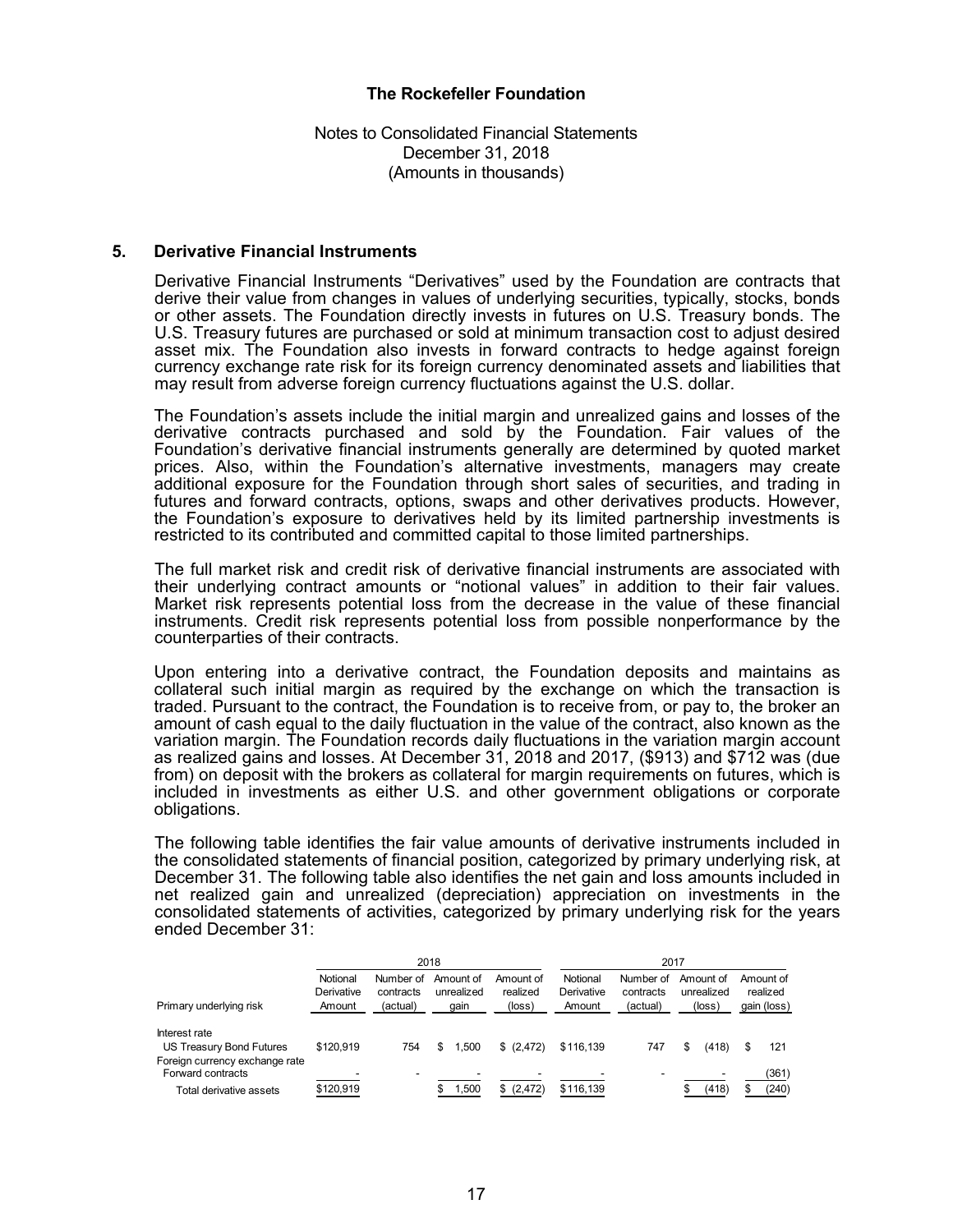# The Rockefeller Foundation

Notes to Consolidated Financial Statements
December 31, 2018
(Amounts in thousands)

## 5. Derivative Financial Instruments

Derivative Financial Instruments "Derivatives" used by the Foundation are contracts that derive their value from changes in values of underlying securities, typically, stocks, bonds or other assets. The Foundation directly invests in futures on U.S. Treasury bonds. The U.S. Treasury futures are purchased or sold at minimum transaction cost to adjust desired asset mix. The Foundation also invests in forward contracts to hedge against foreign currency exchange rate risk for its foreign currency denominated assets and liabilities that may result from adverse foreign currency fluctuations against the U.S. dollar.

The Foundation's assets include the initial margin and unrealized gains and losses of the derivative contracts purchased and sold by the Foundation. Fair values of the Foundation's derivative financial instruments generally are determined by quoted market prices. Also, within the Foundation's alternative investments, managers may create additional exposure for the Foundation through short sales of securities, and trading in futures and forward contracts, options, swaps and other derivatives products. However, the Foundation's exposure to derivatives held by its limited partnership investments is restricted to its contributed and committed capital to those limited partnerships.

The full market risk and credit risk of derivative financial instruments are associated with their underlying contract amounts or "notional values" in addition to their fair values. Market risk represents potential loss from the decrease in the value of these financial instruments. Credit risk represents potential loss from possible nonperformance by the counterparties of their contracts.

Upon entering into a derivative contract, the Foundation deposits and maintains as collateral such initial margin as required by the exchange on which the transaction is traded. Pursuant to the contract, the Foundation is to receive from, or pay to, the broker an amount of cash equal to the daily fluctuation in the value of the contract, also known as the variation margin. The Foundation records daily fluctuations in the variation margin account as realized gains and losses. At December 31, 2018 and 2017, ($913) and $712 was (due from) on deposit with the brokers as collateral for margin requirements on futures, which is included in investments as either U.S. and other government obligations or corporate obligations.

The following table identifies the fair value amounts of derivative instruments included in the consolidated statements of financial position, categorized by primary underlying risk, at December 31. The following table also identifies the net gain and loss amounts included in net realized gain and unrealized (depreciation) appreciation on investments in the consolidated statements of activities, categorized by primary underlying risk for the years ended December 31:

| | 2018 | | | | 2017 | | | |
|---|---|---|---|---|---|---|---|---|
| Primary underlying risk | Notional Derivative Amount | Number of contracts (actual) | Amount of unrealized gain | Amount of realized (loss) | Notional Derivative Amount | Number of contracts (actual) | Amount of unrealized (loss) | Amount of realized gain (loss) |
| Interest rate | | | | | | | | |
| US Treasury Bond Futures | $120,919 | 754 | $ 1,500 | $ (2,472) | $116,139 | 747 | $ (418) | $ 121 |
| Foreign currency exchange rate | | | | | | | | |
| Forward contracts | - | - | - | - | - | - | - | (361) |
| Total derivative assets | $120,919 | | $ 1,500 | $ (2,472) | $116,139 | | $ (418) | $ (240) |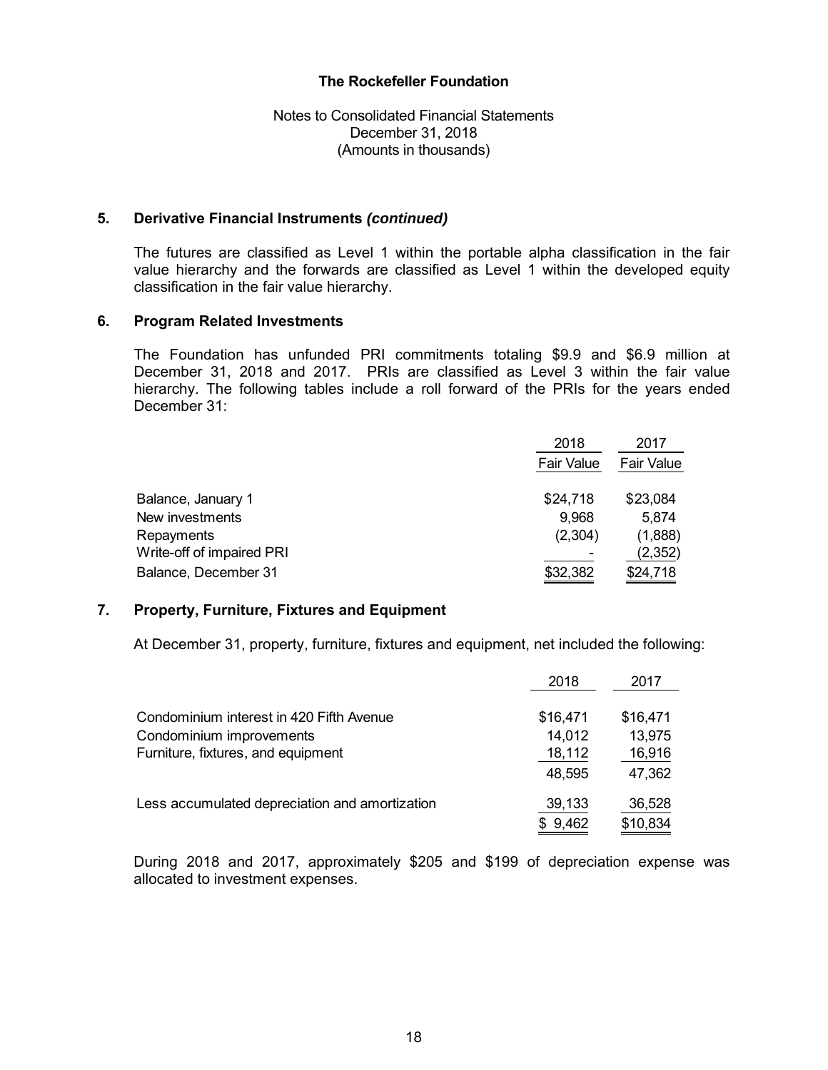# The Rockefeller Foundation

Notes to Consolidated Financial Statements
December 31, 2018
(Amounts in thousands)

## 5. Derivative Financial Instruments *(continued)*

The futures are classified as Level 1 within the portable alpha classification in the fair value hierarchy and the forwards are classified as Level 1 within the developed equity classification in the fair value hierarchy.

## 6. Program Related Investments

The Foundation has unfunded PRI commitments totaling $9.9 and $6.9 million at December 31, 2018 and 2017. PRIs are classified as Level 3 within the fair value hierarchy. The following tables include a roll forward of the PRIs for the years ended December 31:

| | 2018 | 2017 |
|---|---|---|
| | Fair Value | Fair Value |
| Balance, January 1 | $24,718 | $23,084 |
| New investments | 9,968 | 5,874 |
| Repayments | (2,304) | (1,888) |
| Write-off of impaired PRI | - | (2,352) |
| Balance, December 31 | $32,382 | $24,718 |

## 7. Property, Furniture, Fixtures and Equipment

At December 31, property, furniture, fixtures and equipment, net included the following:

| | 2018 | 2017 |
|---|---|---|
| Condominium interest in 420 Fifth Avenue | $16,471 | $16,471 |
| Condominium improvements | 14,012 | 13,975 |
| Furniture, fixtures, and equipment | 18,112 | 16,916 |
| | 48,595 | 47,362 |
| Less accumulated depreciation and amortization | 39,133 | 36,528 |
| | $ 9,462 | $10,834 |

During 2018 and 2017, approximately $205 and $199 of depreciation expense was allocated to investment expenses.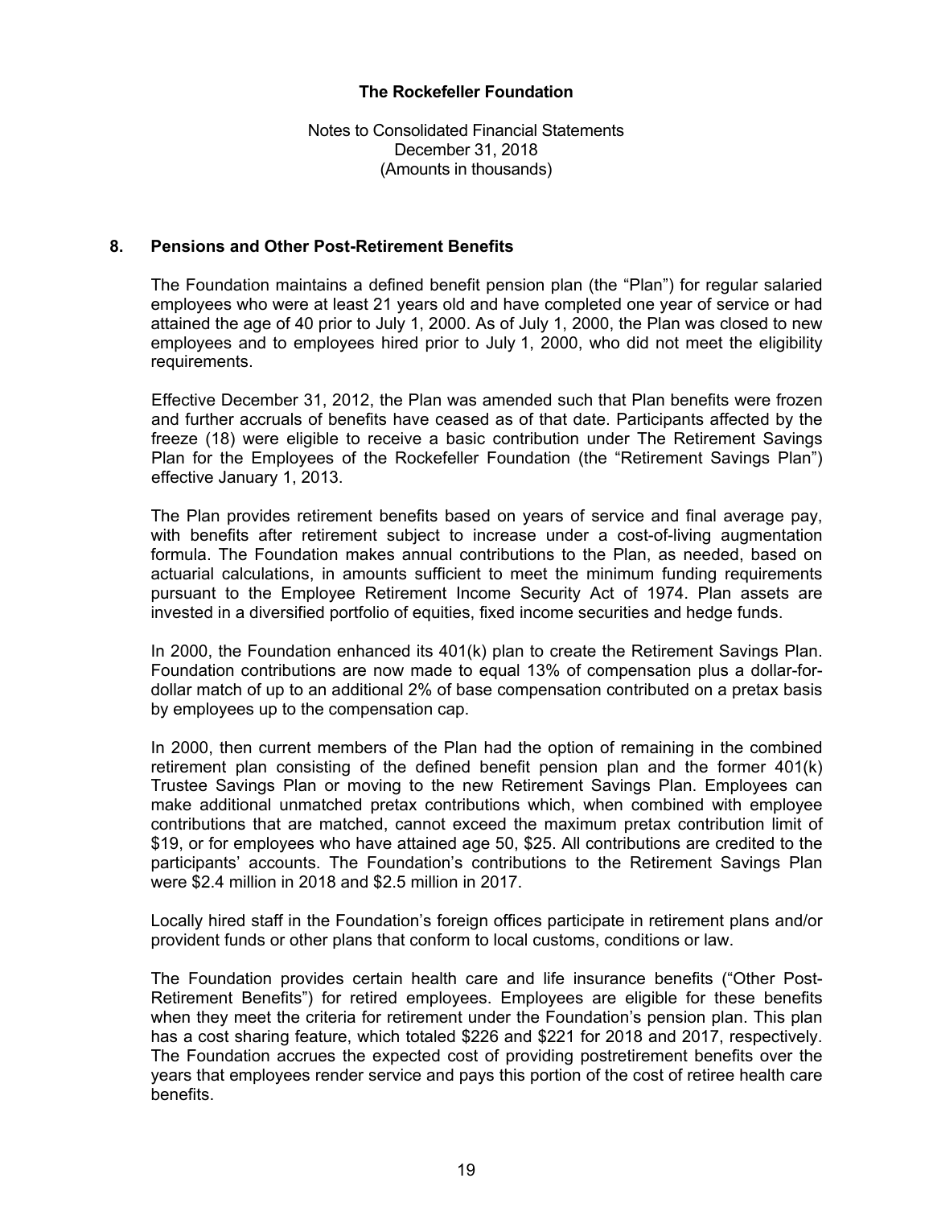**The Rockefeller Foundation**

Notes to Consolidated Financial Statements
December 31, 2018
(Amounts in thousands)

## 8. Pensions and Other Post-Retirement Benefits

The Foundation maintains a defined benefit pension plan (the "Plan") for regular salaried employees who were at least 21 years old and have completed one year of service or had attained the age of 40 prior to July 1, 2000. As of July 1, 2000, the Plan was closed to new employees and to employees hired prior to July 1, 2000, who did not meet the eligibility requirements.

Effective December 31, 2012, the Plan was amended such that Plan benefits were frozen and further accruals of benefits have ceased as of that date. Participants affected by the freeze (18) were eligible to receive a basic contribution under The Retirement Savings Plan for the Employees of the Rockefeller Foundation (the "Retirement Savings Plan") effective January 1, 2013.

The Plan provides retirement benefits based on years of service and final average pay, with benefits after retirement subject to increase under a cost-of-living augmentation formula. The Foundation makes annual contributions to the Plan, as needed, based on actuarial calculations, in amounts sufficient to meet the minimum funding requirements pursuant to the Employee Retirement Income Security Act of 1974. Plan assets are invested in a diversified portfolio of equities, fixed income securities and hedge funds.

In 2000, the Foundation enhanced its 401(k) plan to create the Retirement Savings Plan. Foundation contributions are now made to equal 13% of compensation plus a dollar-for-dollar match of up to an additional 2% of base compensation contributed on a pretax basis by employees up to the compensation cap.

In 2000, then current members of the Plan had the option of remaining in the combined retirement plan consisting of the defined benefit pension plan and the former 401(k) Trustee Savings Plan or moving to the new Retirement Savings Plan. Employees can make additional unmatched pretax contributions which, when combined with employee contributions that are matched, cannot exceed the maximum pretax contribution limit of $19, or for employees who have attained age 50, $25. All contributions are credited to the participants' accounts. The Foundation's contributions to the Retirement Savings Plan were $2.4 million in 2018 and $2.5 million in 2017.

Locally hired staff in the Foundation's foreign offices participate in retirement plans and/or provident funds or other plans that conform to local customs, conditions or law.

The Foundation provides certain health care and life insurance benefits ("Other Post-Retirement Benefits") for retired employees. Employees are eligible for these benefits when they meet the criteria for retirement under the Foundation's pension plan. This plan has a cost sharing feature, which totaled $226 and $221 for 2018 and 2017, respectively. The Foundation accrues the expected cost of providing postretirement benefits over the years that employees render service and pays this portion of the cost of retiree health care benefits.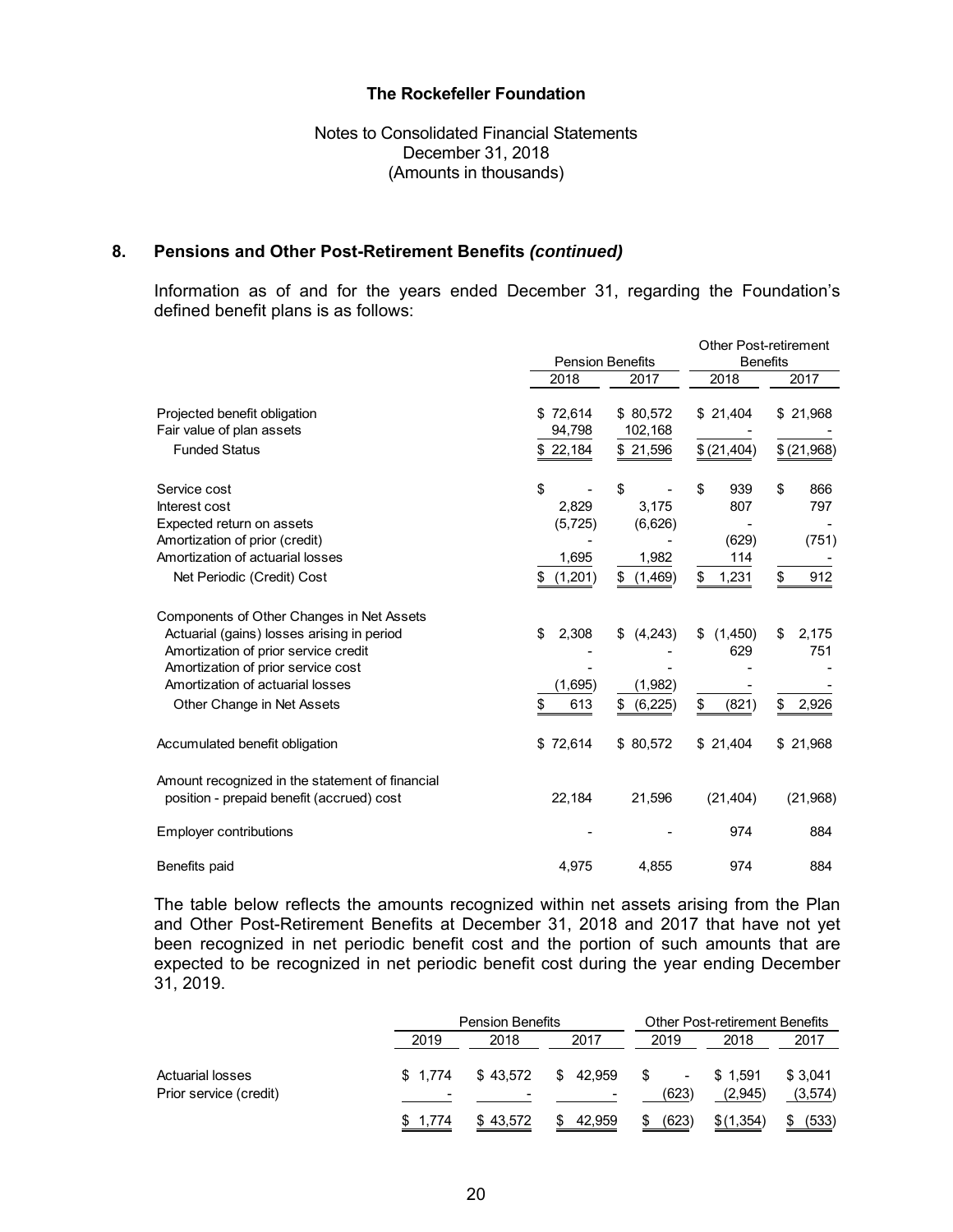# The Rockefeller Foundation

Notes to Consolidated Financial Statements
December 31, 2018
(Amounts in thousands)

## 8. Pensions and Other Post-Retirement Benefits *(continued)*

Information as of and for the years ended December 31, regarding the Foundation's defined benefit plans is as follows:

| | Pension Benefits | | Other Post-retirement Benefits | |
|---|---|---|---|---|
| | 2018 | 2017 | 2018 | 2017 |
| Projected benefit obligation | $ 72,614 | $ 80,572 | $ 21,404 | $ 21,968 |
| Fair value of plan assets | 94,798 | 102,168 | - | - |
| Funded Status | $ 22,184 | $ 21,596 | $ (21,404) | $ (21,968) |
| Service cost | $ - | $ - | $ 939 | $ 866 |
| Interest cost | 2,829 | 3,175 | 807 | 797 |
| Expected return on assets | (5,725) | (6,626) | - | - |
| Amortization of prior (credit) | - | - | (629) | (751) |
| Amortization of actuarial losses | 1,695 | 1,982 | 114 | - |
| Net Periodic (Credit) Cost | $ (1,201) | $ (1,469) | $ 1,231 | $ 912 |
| Components of Other Changes in Net Assets | | | | |
| Actuarial (gains) losses arising in period | $ 2,308 | $ (4,243) | $ (1,450) | $ 2,175 |
| Amortization of prior service credit | - | - | 629 | 751 |
| Amortization of prior service cost | - | - | - | - |
| Amortization of actuarial losses | (1,695) | (1,982) | - | - |
| Other Change in Net Assets | $ 613 | $ (6,225) | $ (821) | $ 2,926 |
| Accumulated benefit obligation | $ 72,614 | $ 80,572 | $ 21,404 | $ 21,968 |
| Amount recognized in the statement of financial position - prepaid benefit (accrued) cost | 22,184 | 21,596 | (21,404) | (21,968) |
| Employer contributions | - | - | 974 | 884 |
| Benefits paid | 4,975 | 4,855 | 974 | 884 |

The table below reflects the amounts recognized within net assets arising from the Plan and Other Post-Retirement Benefits at December 31, 2018 and 2017 that have not yet been recognized in net periodic benefit cost and the portion of such amounts that are expected to be recognized in net periodic benefit cost during the year ending December 31, 2019.

| | Pension Benefits | | | Other Post-retirement Benefits | | |
|---|---|---|---|---|---|---|
| | 2019 | 2018 | 2017 | 2019 | 2018 | 2017 |
| Actuarial losses | $ 1,774 | $ 43,572 | $ 42,959 | $ - | $ 1,591 | $ 3,041 |
| Prior service (credit) | - | - | - | (623) | (2,945) | (3,574) |
| | $ 1,774 | $ 43,572 | $ 42,959 | $ (623) | $ (1,354) | $ (533) |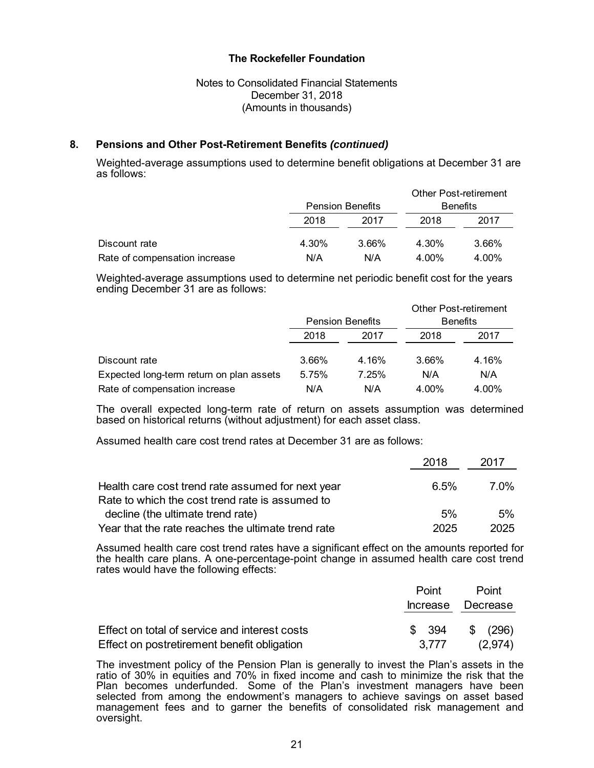# The Rockefeller Foundation

Notes to Consolidated Financial Statements
December 31, 2018
(Amounts in thousands)

## 8. Pensions and Other Post-Retirement Benefits *(continued)*

Weighted-average assumptions used to determine benefit obligations at December 31 are as follows:

| | Pension Benefits | | Other Post-retirement Benefits | |
|---|---|---|---|---|
| | 2018 | 2017 | 2018 | 2017 |
| Discount rate | 4.30% | 3.66% | 4.30% | 3.66% |
| Rate of compensation increase | N/A | N/A | 4.00% | 4.00% |

Weighted-average assumptions used to determine net periodic benefit cost for the years ending December 31 are as follows:

| | Pension Benefits | | Other Post-retirement Benefits | |
|---|---|---|---|---|
| | 2018 | 2017 | 2018 | 2017 |
| Discount rate | 3.66% | 4.16% | 3.66% | 4.16% |
| Expected long-term return on plan assets | 5.75% | 7.25% | N/A | N/A |
| Rate of compensation increase | N/A | N/A | 4.00% | 4.00% |

The overall expected long-term rate of return on assets assumption was determined based on historical returns (without adjustment) for each asset class.

Assumed health care cost trend rates at December 31 are as follows:

| | 2018 | 2017 |
|---|---|---|
| Health care cost trend rate assumed for next year | 6.5% | 7.0% |
| Rate to which the cost trend rate is assumed to decline (the ultimate trend rate) | 5% | 5% |
| Year that the rate reaches the ultimate trend rate | 2025 | 2025 |

Assumed health care cost trend rates have a significant effect on the amounts reported for the health care plans. A one-percentage-point change in assumed health care cost trend rates would have the following effects:

| | Point Increase | Point Decrease |
|---|---|---|
| Effect on total of service and interest costs | $ 394 | $ (296) |
| Effect on postretirement benefit obligation | 3,777 | (2,974) |

The investment policy of the Pension Plan is generally to invest the Plan's assets in the ratio of 30% in equities and 70% in fixed income and cash to minimize the risk that the Plan becomes underfunded. Some of the Plan's investment managers have been selected from among the endowment's managers to achieve savings on asset based management fees and to garner the benefits of consolidated risk management and oversight.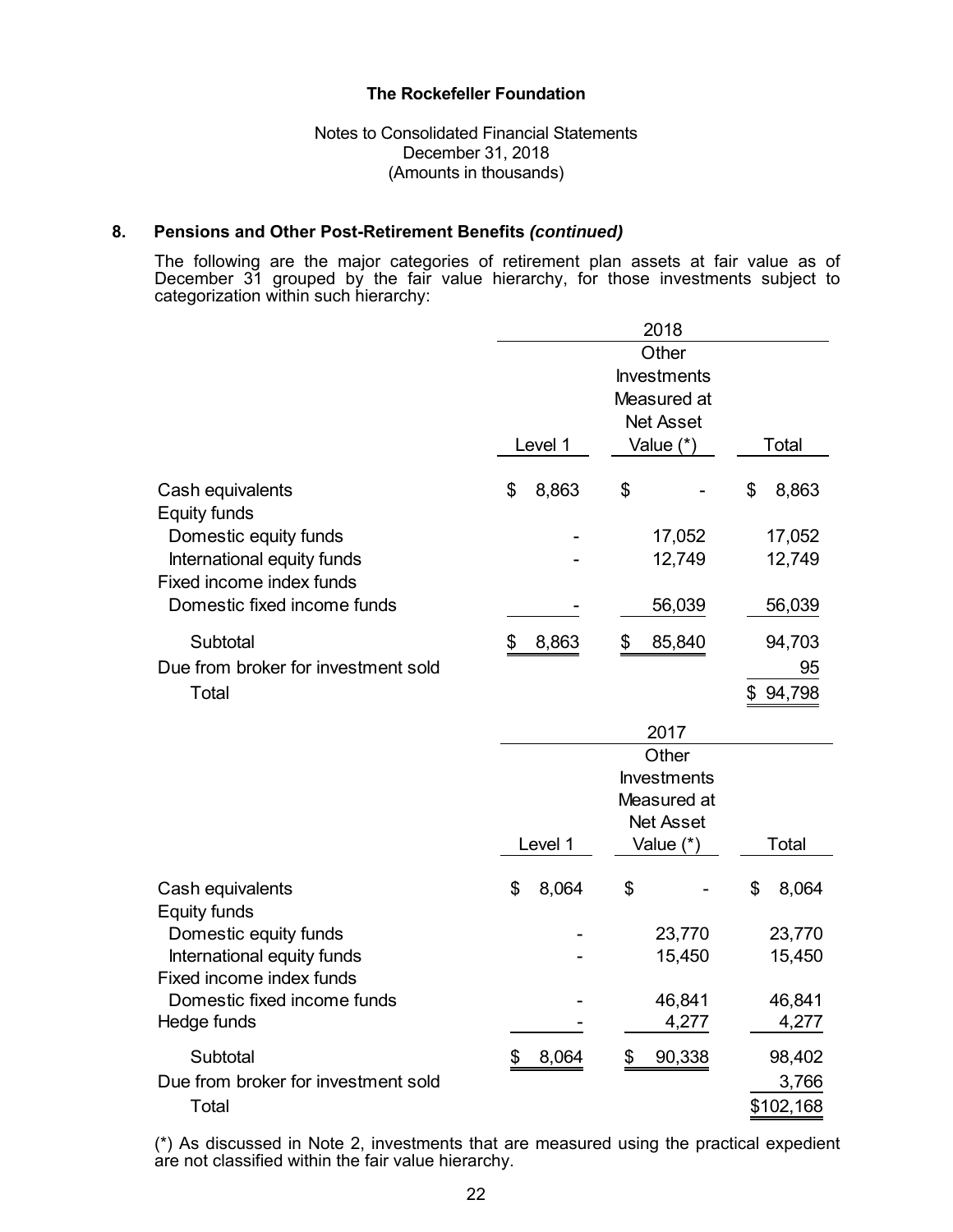The Rockefeller Foundation

Notes to Consolidated Financial Statements
December 31, 2018
(Amounts in thousands)

## 8. Pensions and Other Post-Retirement Benefits *(continued)*

The following are the major categories of retirement plan assets at fair value as of December 31 grouped by the fair value hierarchy, for those investments subject to categorization within such hierarchy:

| | 2018 | | |
|---|---|---|---|
| | Level 1 | Other Investments Measured at Net Asset Value (*) | Total |
| Cash equivalents | $ 8,863 | $ - | $ 8,863 |
| Equity funds | | | |
| Domestic equity funds | - | 17,052 | 17,052 |
| International equity funds | - | 12,749 | 12,749 |
| Fixed income index funds | | | |
| Domestic fixed income funds | - | 56,039 | 56,039 |
| Subtotal | $ 8,863 | $ 85,840 | 94,703 |
| Due from broker for investment sold | | | 95 |
| Total | | | $ 94,798 |

| | 2017 | | |
|---|---|---|---|
| | Level 1 | Other Investments Measured at Net Asset Value (*) | Total |
| Cash equivalents | $ 8,064 | $ - | $ 8,064 |
| Equity funds | | | |
| Domestic equity funds | - | 23,770 | 23,770 |
| International equity funds | - | 15,450 | 15,450 |
| Fixed income index funds | | | |
| Domestic fixed income funds | - | 46,841 | 46,841 |
| Hedge funds | - | 4,277 | 4,277 |
| Subtotal | $ 8,064 | $ 90,338 | 98,402 |
| Due from broker for investment sold | | | 3,766 |
| Total | | | $102,168 |

(*) As discussed in Note 2, investments that are measured using the practical expedient are not classified within the fair value hierarchy.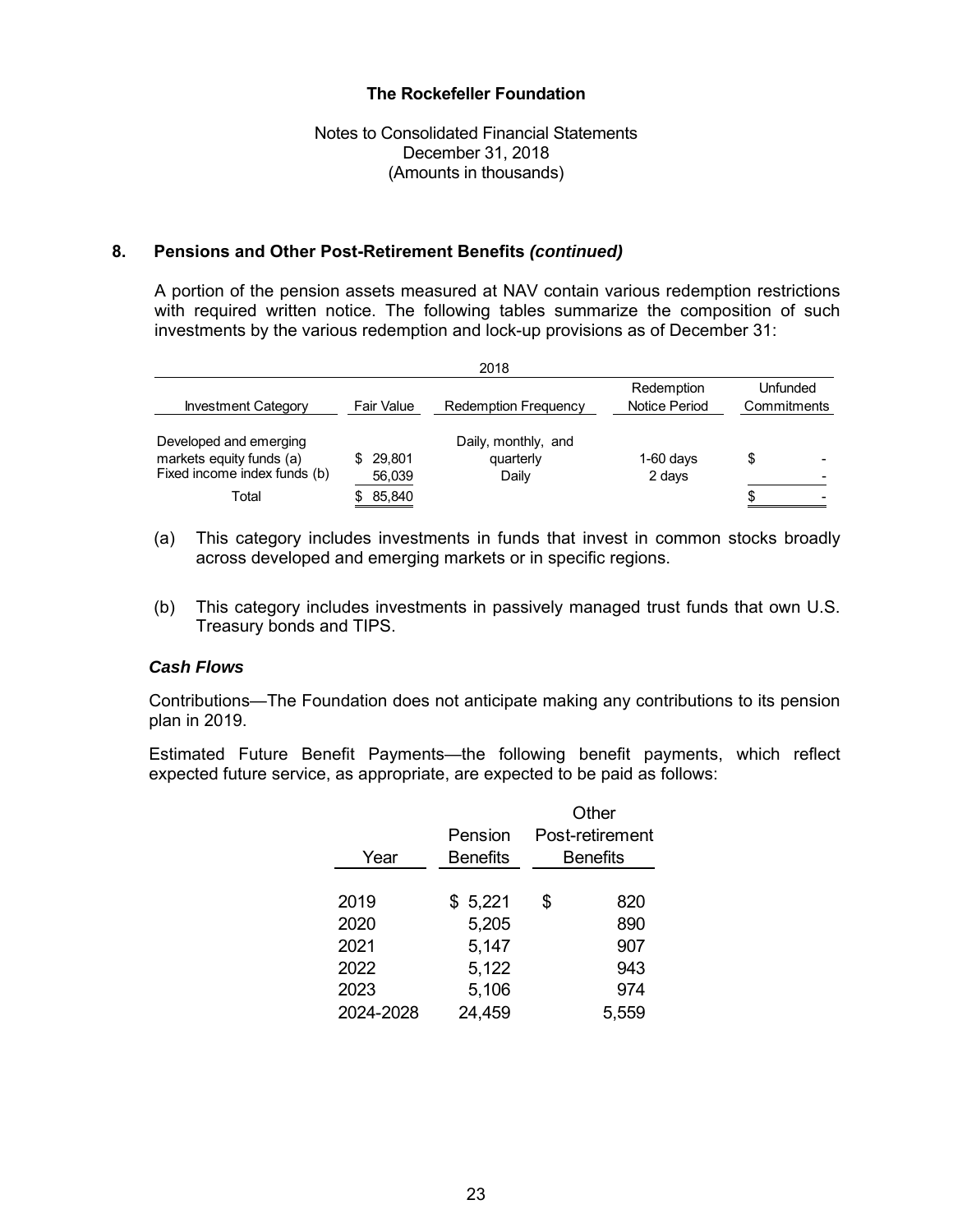# The Rockefeller Foundation

Notes to Consolidated Financial Statements
December 31, 2018
(Amounts in thousands)

## 8. Pensions and Other Post-Retirement Benefits *(continued)*

A portion of the pension assets measured at NAV contain various redemption restrictions with required written notice. The following tables summarize the composition of such investments by the various redemption and lock-up provisions as of December 31:

| 2018 | | | | |
|---|---|---|---|---|
| Investment Category | Fair Value | Redemption Frequency | Redemption Notice Period | Unfunded Commitments |
| Developed and emerging markets equity funds (a) | $ 29,801 | Daily, monthly, and quarterly | 1-60 days | $ - |
| Fixed income index funds (b) | 56,039 | Daily | 2 days | - |
| Total | $ 85,840 | | | $ - |

(a) This category includes investments in funds that invest in common stocks broadly across developed and emerging markets or in specific regions.

(b) This category includes investments in passively managed trust funds that own U.S. Treasury bonds and TIPS.

### *Cash Flows*

Contributions—The Foundation does not anticipate making any contributions to its pension plan in 2019.

Estimated Future Benefit Payments—the following benefit payments, which reflect expected future service, as appropriate, are expected to be paid as follows:

| Year | Pension Benefits | Other Post-retirement Benefits |
|---|---|---|
| 2019 | $ 5,221 | $ 820 |
| 2020 | 5,205 | 890 |
| 2021 | 5,147 | 907 |
| 2022 | 5,122 | 943 |
| 2023 | 5,106 | 974 |
| 2024-2028 | 24,459 | 5,559 |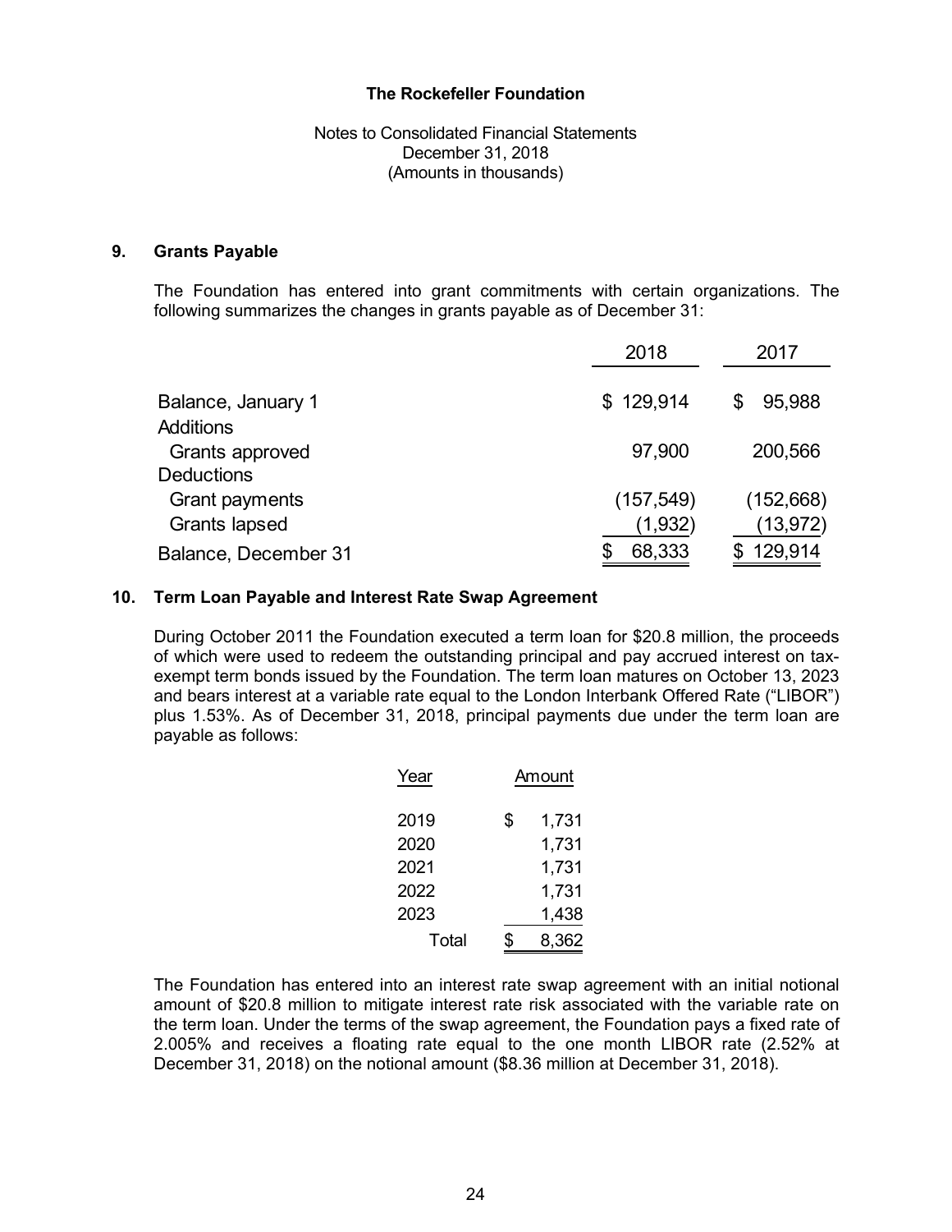The Rockefeller Foundation

Notes to Consolidated Financial Statements
December 31, 2018
(Amounts in thousands)

## 9. Grants Payable

The Foundation has entered into grant commitments with certain organizations. The following summarizes the changes in grants payable as of December 31:

| | 2018 | 2017 |
|---|---|---|
| Balance, January 1 | $ 129,914 | $ 95,988 |
| Additions | | |
| Grants approved | 97,900 | 200,566 |
| Deductions | | |
| Grant payments | (157,549) | (152,668) |
| Grants lapsed | (1,932) | (13,972) |
| Balance, December 31 | $ 68,333 | $ 129,914 |

## 10. Term Loan Payable and Interest Rate Swap Agreement

During October 2011 the Foundation executed a term loan for $20.8 million, the proceeds of which were used to redeem the outstanding principal and pay accrued interest on tax-exempt term bonds issued by the Foundation. The term loan matures on October 13, 2023 and bears interest at a variable rate equal to the London Interbank Offered Rate ("LIBOR") plus 1.53%. As of December 31, 2018, principal payments due under the term loan are payable as follows:

| Year | Amount |
|---|---|
| 2019 | $ 1,731 |
| 2020 | 1,731 |
| 2021 | 1,731 |
| 2022 | 1,731 |
| 2023 | 1,438 |
| Total | $ 8,362 |

The Foundation has entered into an interest rate swap agreement with an initial notional amount of $20.8 million to mitigate interest rate risk associated with the variable rate on the term loan. Under the terms of the swap agreement, the Foundation pays a fixed rate of 2.005% and receives a floating rate equal to the one month LIBOR rate (2.52% at December 31, 2018) on the notional amount ($8.36 million at December 31, 2018).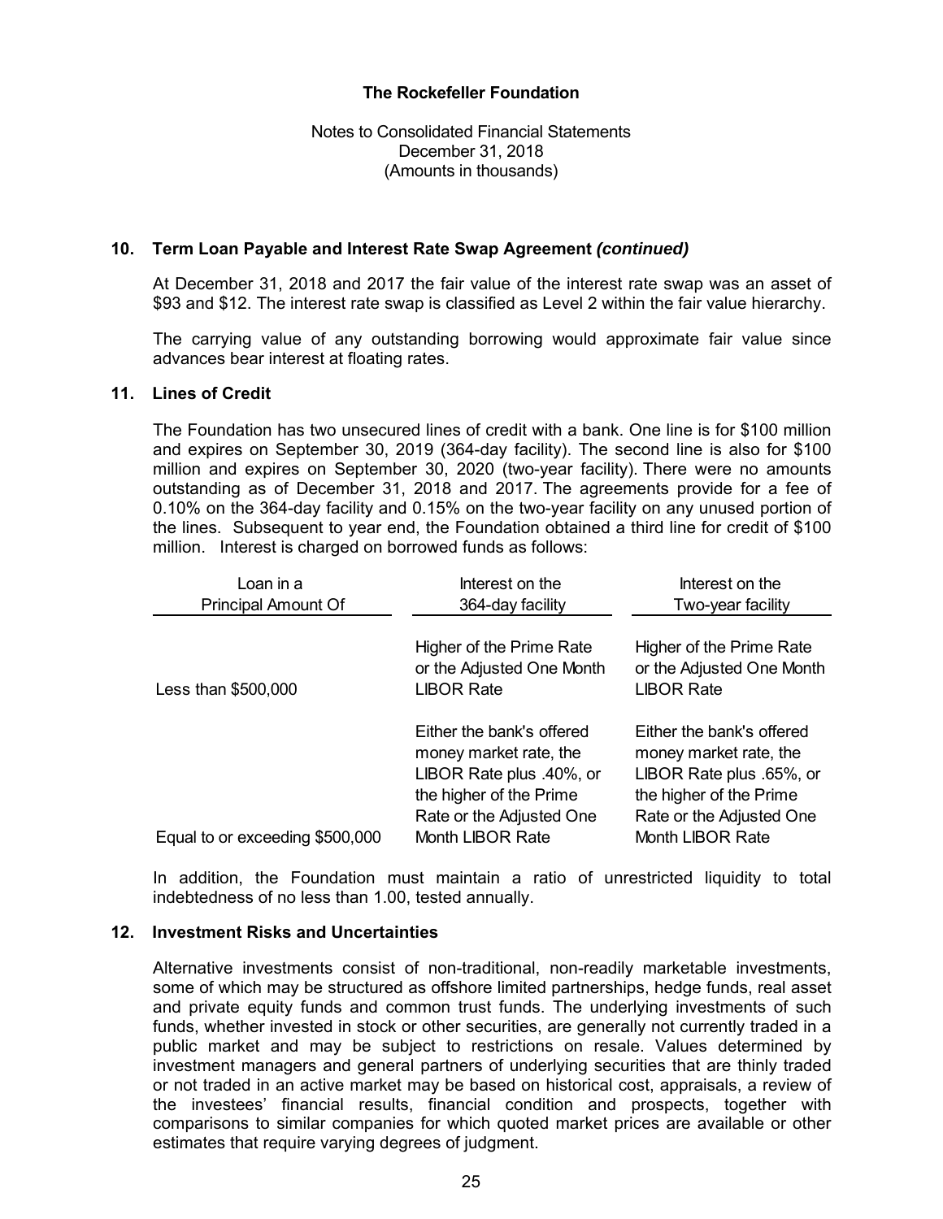# The Rockefeller Foundation

Notes to Consolidated Financial Statements
December 31, 2018
(Amounts in thousands)

## 10. Term Loan Payable and Interest Rate Swap Agreement *(continued)*

At December 31, 2018 and 2017 the fair value of the interest rate swap was an asset of $93 and $12. The interest rate swap is classified as Level 2 within the fair value hierarchy.

The carrying value of any outstanding borrowing would approximate fair value since advances bear interest at floating rates.

## 11. Lines of Credit

The Foundation has two unsecured lines of credit with a bank. One line is for $100 million and expires on September 30, 2019 (364-day facility). The second line is also for $100 million and expires on September 30, 2020 (two-year facility). There were no amounts outstanding as of December 31, 2018 and 2017. The agreements provide for a fee of 0.10% on the 364-day facility and 0.15% on the two-year facility on any unused portion of the lines. Subsequent to year end, the Foundation obtained a third line for credit of $100 million. Interest is charged on borrowed funds as follows:

| Loan in a Principal Amount Of | Interest on the 364-day facility | Interest on the Two-year facility |
|---|---|---|
| Less than $500,000 | Higher of the Prime Rate or the Adjusted One Month LIBOR Rate | Higher of the Prime Rate or the Adjusted One Month LIBOR Rate |
| Equal to or exceeding $500,000 | Either the bank's offered money market rate, the LIBOR Rate plus .40%, or the higher of the Prime Rate or the Adjusted One Month LIBOR Rate | Either the bank's offered money market rate, the LIBOR Rate plus .65%, or the higher of the Prime Rate or the Adjusted One Month LIBOR Rate |

In addition, the Foundation must maintain a ratio of unrestricted liquidity to total indebtedness of no less than 1.00, tested annually.

## 12. Investment Risks and Uncertainties

Alternative investments consist of non-traditional, non-readily marketable investments, some of which may be structured as offshore limited partnerships, hedge funds, real asset and private equity funds and common trust funds. The underlying investments of such funds, whether invested in stock or other securities, are generally not currently traded in a public market and may be subject to restrictions on resale. Values determined by investment managers and general partners of underlying securities that are thinly traded or not traded in an active market may be based on historical cost, appraisals, a review of the investees' financial results, financial condition and prospects, together with comparisons to similar companies for which quoted market prices are available or other estimates that require varying degrees of judgment.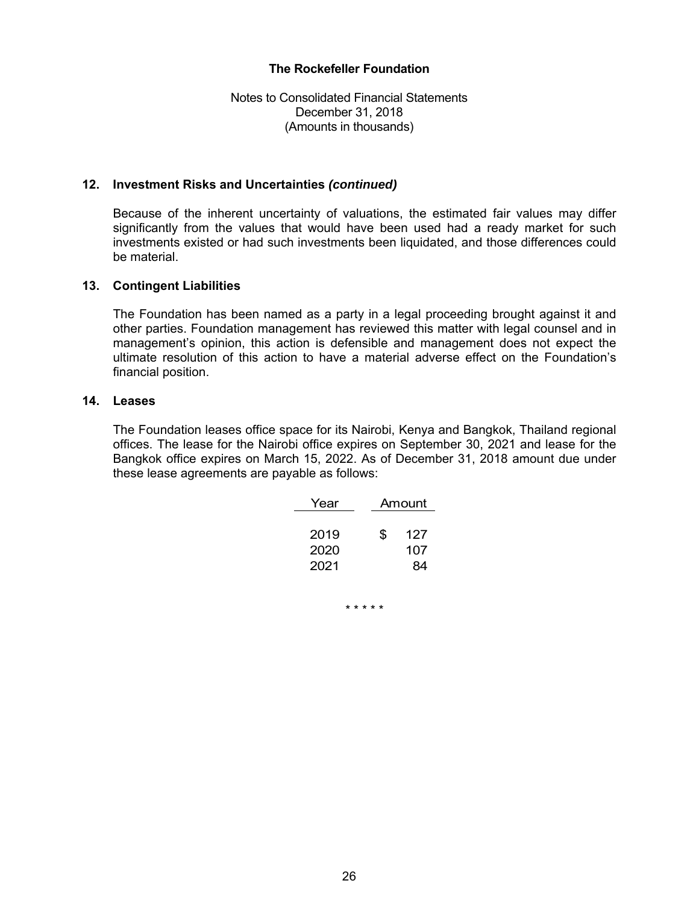**The Rockefeller Foundation**

Notes to Consolidated Financial Statements
December 31, 2018
(Amounts in thousands)

## 12. Investment Risks and Uncertainties *(continued)*

Because of the inherent uncertainty of valuations, the estimated fair values may differ significantly from the values that would have been used had a ready market for such investments existed or had such investments been liquidated, and those differences could be material.

## 13. Contingent Liabilities

The Foundation has been named as a party in a legal proceeding brought against it and other parties. Foundation management has reviewed this matter with legal counsel and in management's opinion, this action is defensible and management does not expect the ultimate resolution of this action to have a material adverse effect on the Foundation's financial position.

## 14. Leases

The Foundation leases office space for its Nairobi, Kenya and Bangkok, Thailand regional offices. The lease for the Nairobi office expires on September 30, 2021 and lease for the Bangkok office expires on March 15, 2022. As of December 31, 2018 amount due under these lease agreements are payable as follows:

| Year | Amount |
|---|---|
| 2019 | $ 127 |
| 2020 | 107 |
| 2021 | 84 |

\* \* \* \* \*